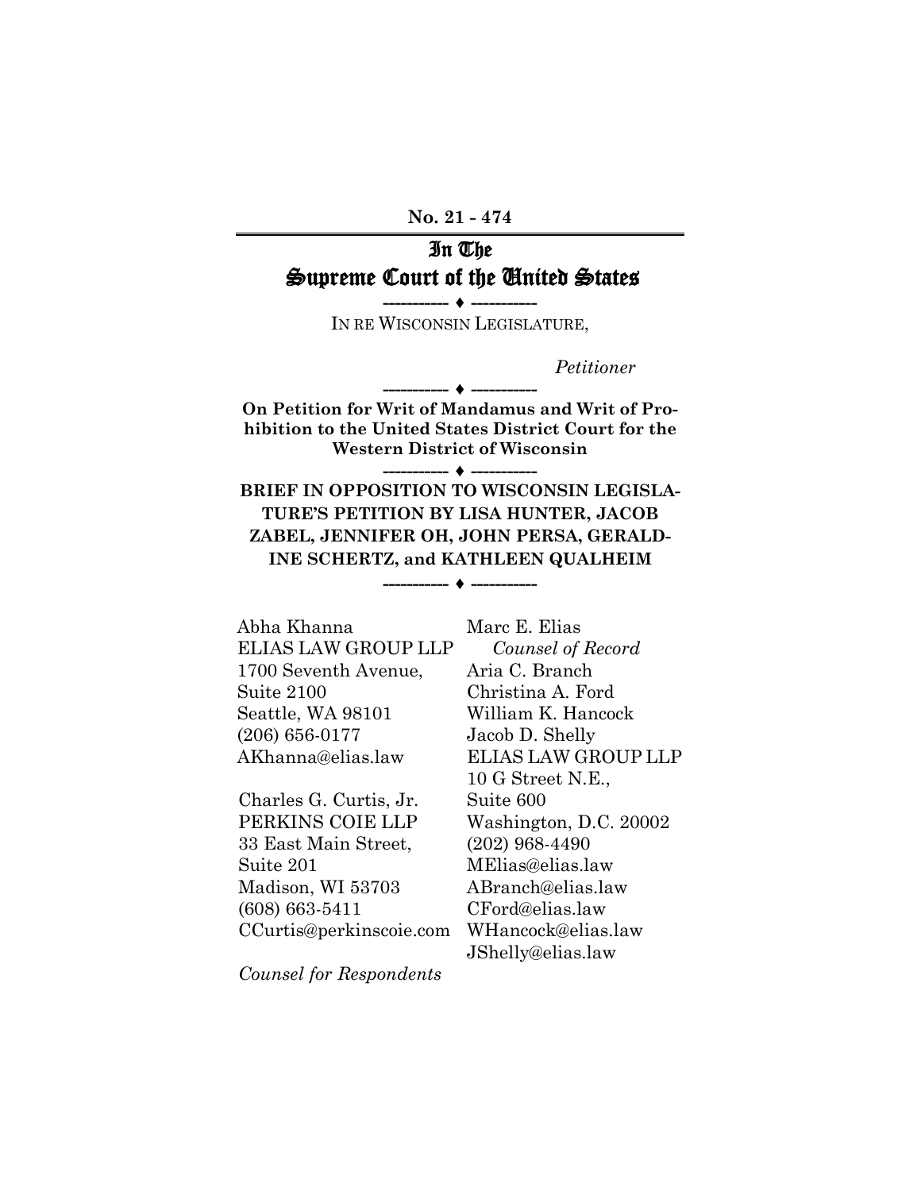No. 21 - 474

# In The Supreme Court of the United States

----------- ♦ -----------

IN RE WISCONSIN LEGISLATURE,

*Petitioner*

----------- ♦ -----------

**On Petition for Writ of Mandamus and Writ of Prohibition to the United States District Court for the Western District of Wisconsin**

----------- ♦ -----------

**BRIEF IN OPPOSITION TO WISCONSIN LEGISLATURE'S PETITION BY LISA HUNTER, JACOB ZABEL, JENNIFER OH, JOHN PERSA, GERALDINE SCHERTZ, and KATHLEEN QUALHEIM**

----------- ♦ -----------

Marc E. Elias
*Counsel of Record*
Aria C. Branch
Christina A. Ford
William K. Hancock
Jacob D. Shelly
ELIAS LAW GROUP LLP
10 G Street N.E.,
Suite 600
Washington, D.C. 20002
(202) 968-4490
MElias@elias.law
ABranch@elias.law
CFord@elias.law
WHancock@elias.law
JShelly@elias.law

Abha Khanna
ELIAS LAW GROUP LLP
1700 Seventh Avenue,
Suite 2100
Seattle, WA 98101
(206) 656-0177
AKhanna@elias.law

Charles G. Curtis, Jr.
PERKINS COIE LLP
33 East Main Street,
Suite 201
Madison, WI 53703
(608) 663-5411
CCurtis@perkinscoie.com

*Counsel for Respondents*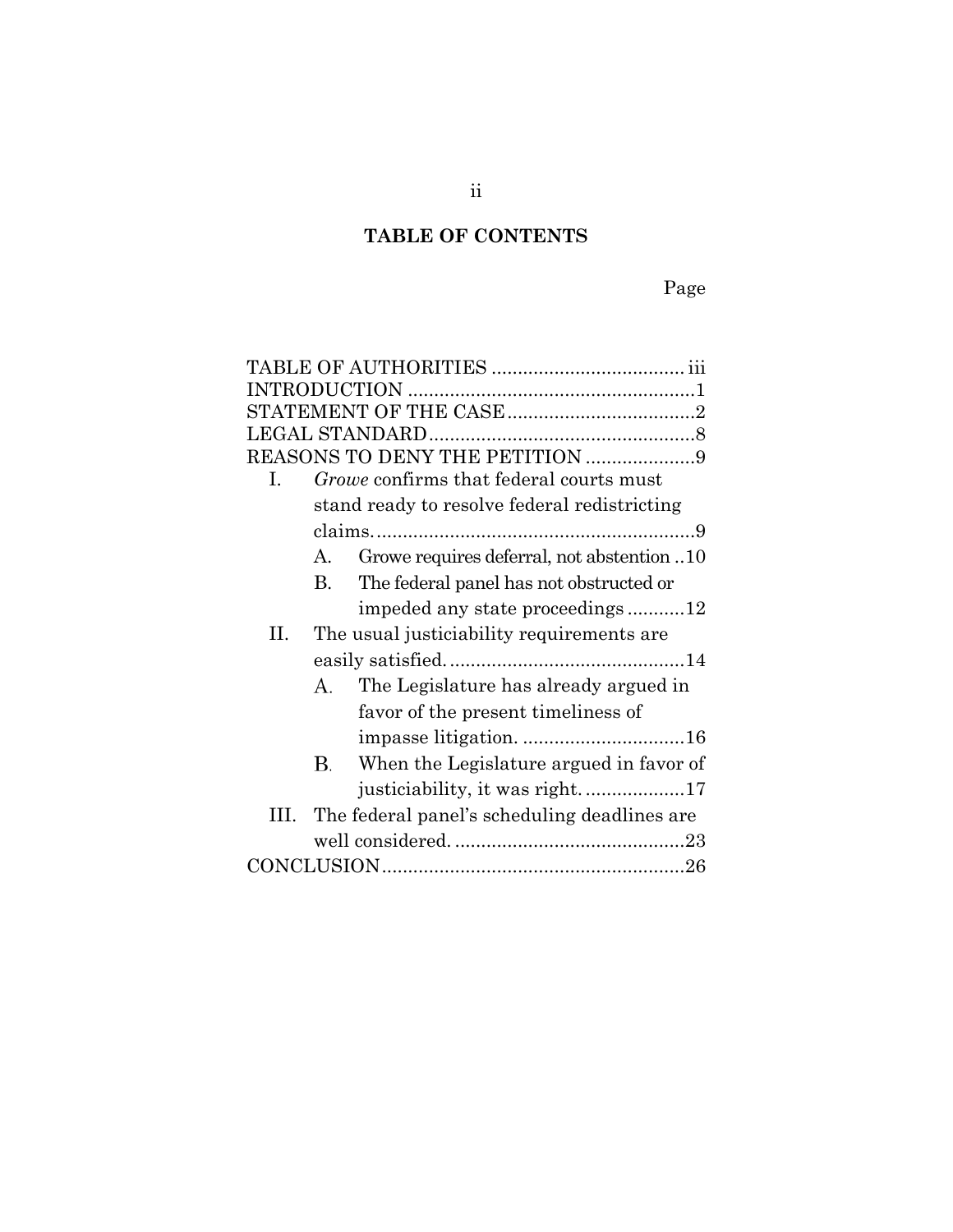## TABLE OF CONTENTS

Page

TABLE OF AUTHORITIES .................................... iii

INTRODUCTION ........................................................1

STATEMENT OF THE CASE ....................................2

LEGAL STANDARD ...................................................8

REASONS TO DENY THE PETITION .....................9

I. *Growe* confirms that federal courts must stand ready to resolve federal redistricting claims. ..............................................................9
   - A. Growe requires deferral, not abstention ..10
   - B. The federal panel has not obstructed or impeded any state proceedings ...........12

II. The usual justiciability requirements are easily satisfied. ............................................14
   - A. The Legislature has already argued in favor of the present timeliness of impasse litigation. ...............................16
   - B. When the Legislature argued in favor of justiciability, it was right. ...................17

III. The federal panel's scheduling deadlines are well considered. ............................................23

CONCLUSION ..........................................................26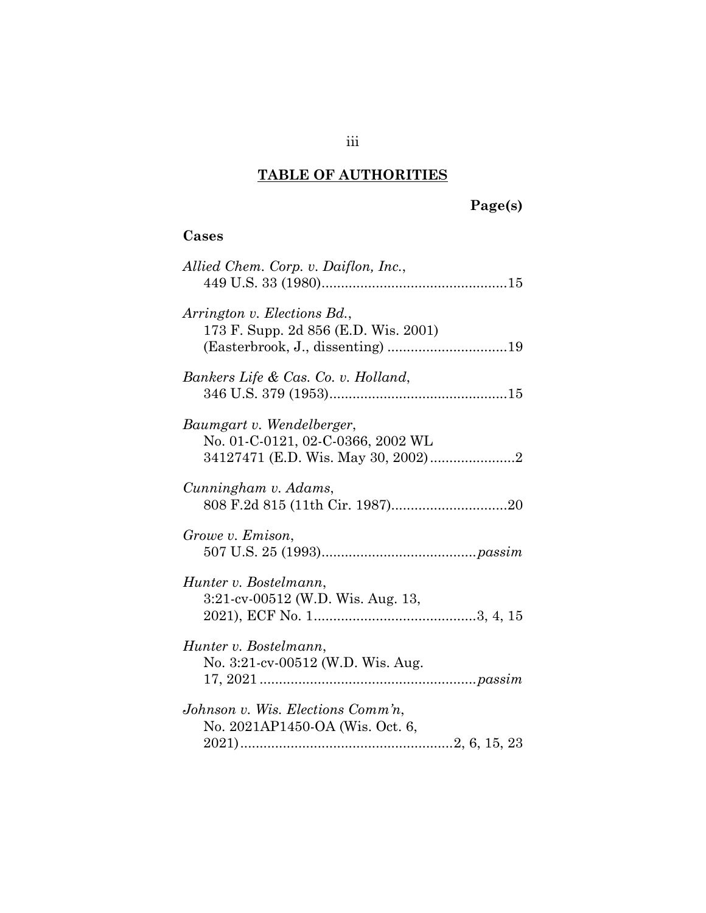## TABLE OF AUTHORITIES

**Page(s)**

### Cases

*Allied Chem. Corp. v. Daiflon, Inc.*,
449 U.S. 33 (1980) .......... 15

*Arrington v. Elections Bd.*,
173 F. Supp. 2d 856 (E.D. Wis. 2001)
(Easterbrook, J., dissenting) .......... 19

*Bankers Life & Cas. Co. v. Holland*,
346 U.S. 379 (1953) .......... 15

*Baumgart v. Wendelberger*,
No. 01-C-0121, 02-C-0366, 2002 WL
34127471 (E.D. Wis. May 30, 2002) .......... 2

*Cunningham v. Adams*,
808 F.2d 815 (11th Cir. 1987) .......... 20

*Growe v. Emison*,
507 U.S. 25 (1993) .......... *passim*

*Hunter v. Bostelmann*,
3:21-cv-00512 (W.D. Wis. Aug. 13,
2021), ECF No. 1 .......... 3, 4, 15

*Hunter v. Bostelmann*,
No. 3:21-cv-00512 (W.D. Wis. Aug.
17, 2021 .......... *passim*

*Johnson v. Wis. Elections Comm'n*,
No. 2021AP1450-OA (Wis. Oct. 6,
2021) .......... 2, 6, 15, 23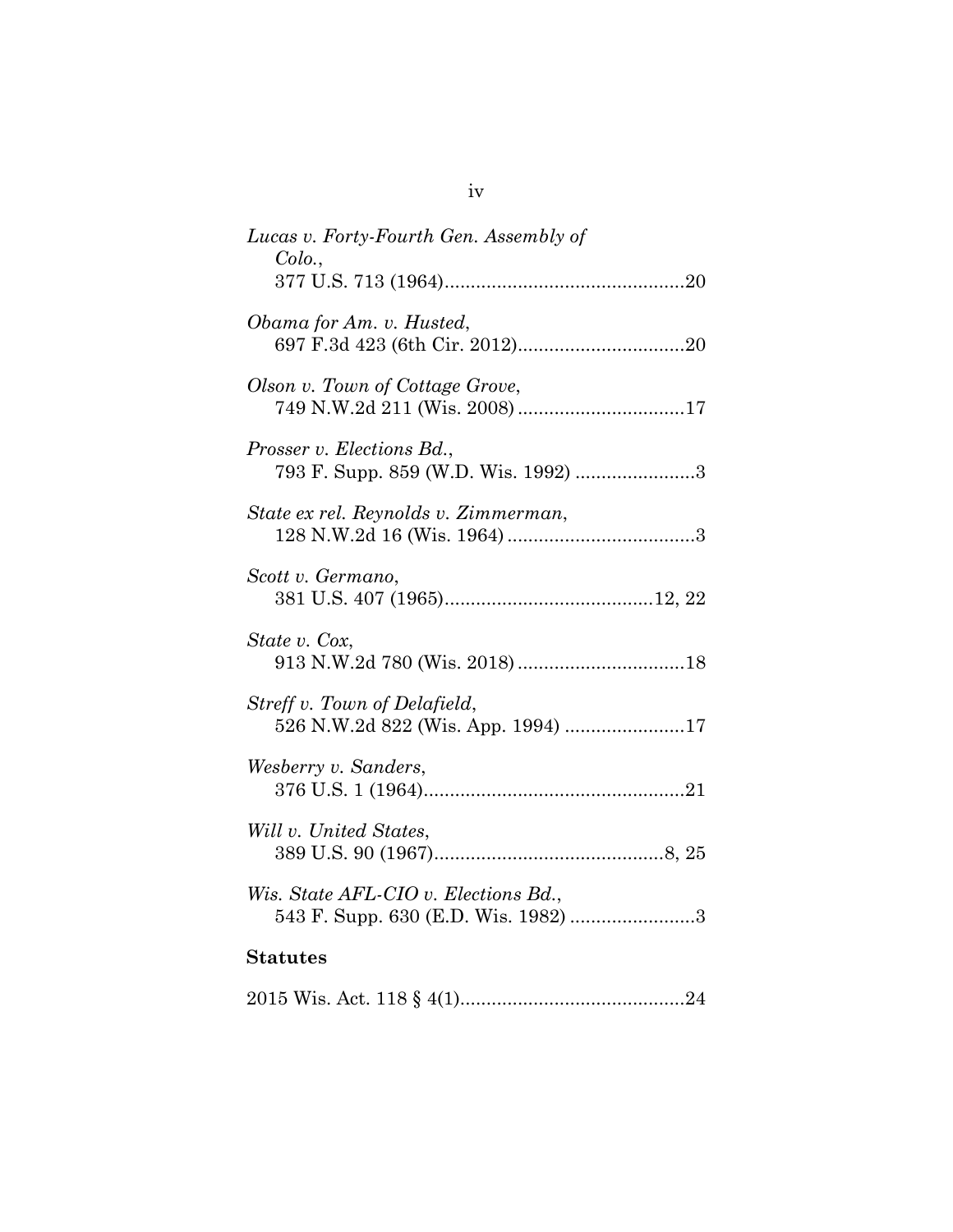*Lucas v. Forty-Fourth Gen. Assembly of Colo.*,
377 U.S. 713 (1964)..............................................20

*Obama for Am. v. Husted*,
697 F.3d 423 (6th Cir. 2012)................................20

*Olson v. Town of Cottage Grove*,
749 N.W.2d 211 (Wis. 2008)................................17

*Prosser v. Elections Bd.*,
793 F. Supp. 859 (W.D. Wis. 1992) .......................3

*State ex rel. Reynolds v. Zimmerman*,
128 N.W.2d 16 (Wis. 1964) ....................................3

*Scott v. Germano*,
381 U.S. 407 (1965)........................................12, 22

*State v. Cox*,
913 N.W.2d 780 (Wis. 2018)................................18

*Streff v. Town of Delafield*,
526 N.W.2d 822 (Wis. App. 1994) .......................17

*Wesberry v. Sanders*,
376 U.S. 1 (1964)..................................................21

*Will v. United States*,
389 U.S. 90 (1967)............................................8, 25

*Wis. State AFL-CIO v. Elections Bd.*,
543 F. Supp. 630 (E.D. Wis. 1982) ........................3

**Statutes**

2015 Wis. Act. 118 § 4(1)...........................................24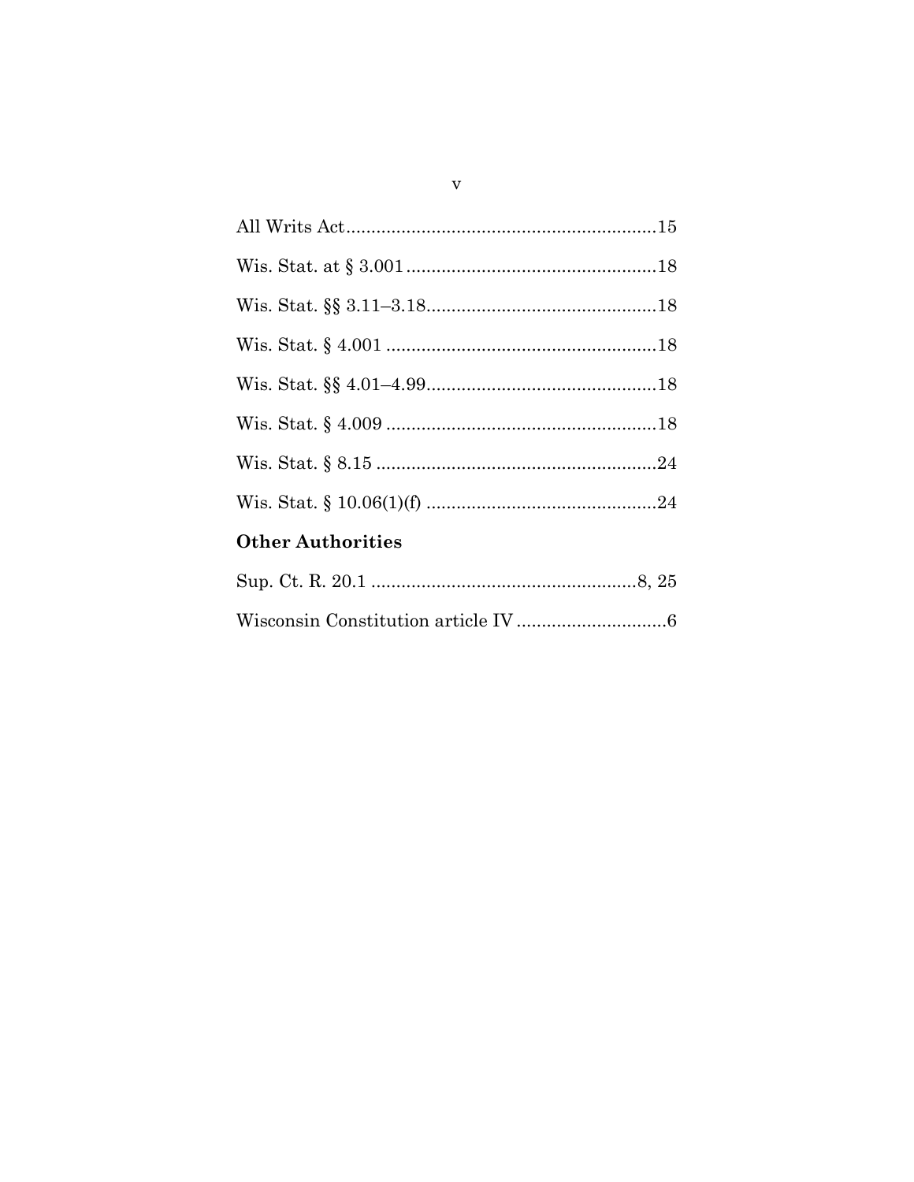All Writs Act..............................................................15

Wis. Stat. at § 3.001..................................................18

Wis. Stat. §§ 3.11–3.18..............................................18

Wis. Stat. § 4.001 ......................................................18

Wis. Stat. §§ 4.01–4.99..............................................18

Wis. Stat. § 4.009 ......................................................18

Wis. Stat. § 8.15 ........................................................24

Wis. Stat. § 10.06(1)(f) ..............................................24

**Other Authorities**

Sup. Ct. R. 20.1 .....................................................8, 25

Wisconsin Constitution article IV ..............................6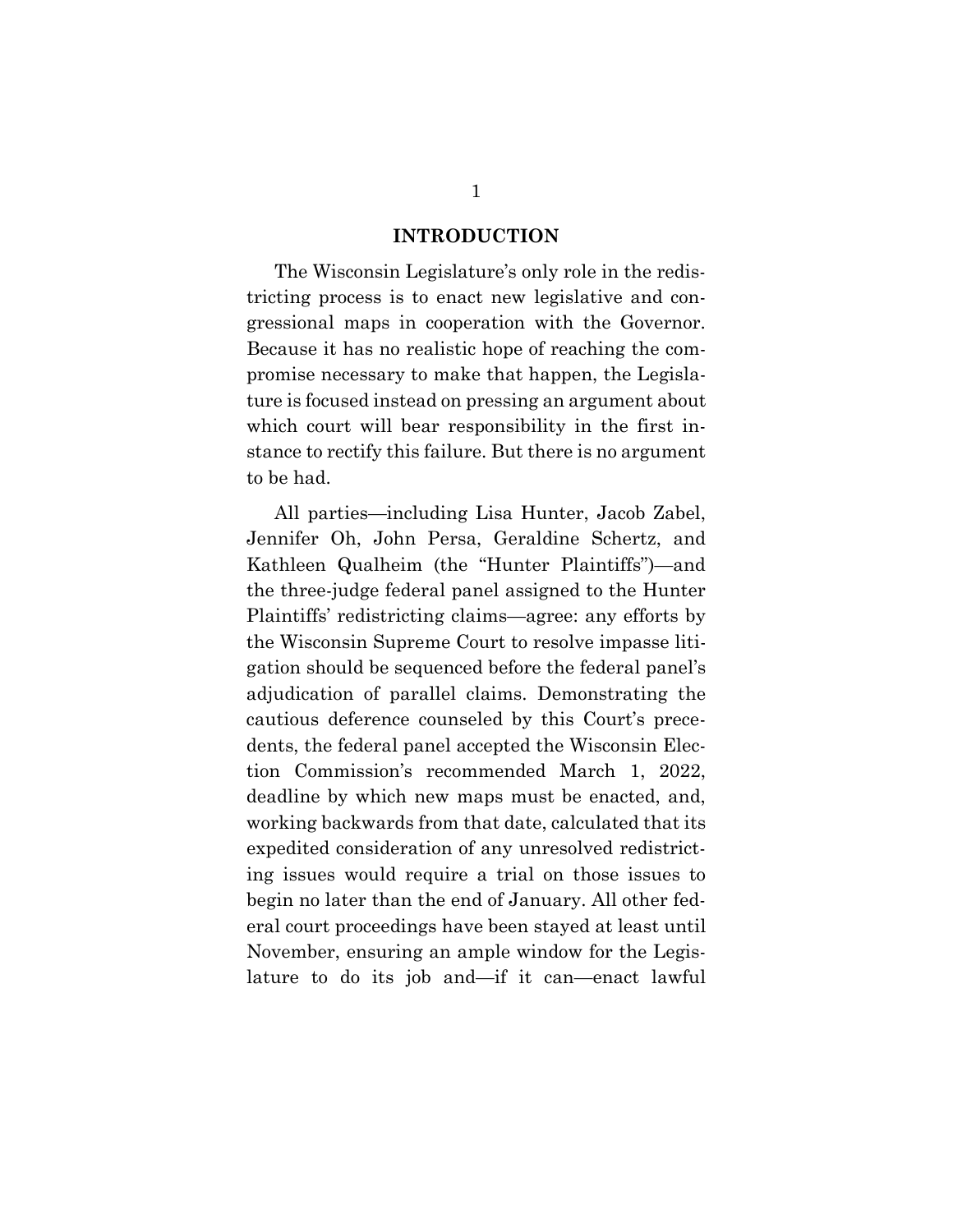## INTRODUCTION

The Wisconsin Legislature's only role in the redistricting process is to enact new legislative and congressional maps in cooperation with the Governor. Because it has no realistic hope of reaching the compromise necessary to make that happen, the Legislature is focused instead on pressing an argument about which court will bear responsibility in the first instance to rectify this failure. But there is no argument to be had.

All parties—including Lisa Hunter, Jacob Zabel, Jennifer Oh, John Persa, Geraldine Schertz, and Kathleen Qualheim (the "Hunter Plaintiffs")—and the three-judge federal panel assigned to the Hunter Plaintiffs' redistricting claims—agree: any efforts by the Wisconsin Supreme Court to resolve impasse litigation should be sequenced before the federal panel's adjudication of parallel claims. Demonstrating the cautious deference counseled by this Court's precedents, the federal panel accepted the Wisconsin Election Commission's recommended March 1, 2022, deadline by which new maps must be enacted, and, working backwards from that date, calculated that its expedited consideration of any unresolved redistricting issues would require a trial on those issues to begin no later than the end of January. All other federal court proceedings have been stayed at least until November, ensuring an ample window for the Legislature to do its job and—if it can—enact lawful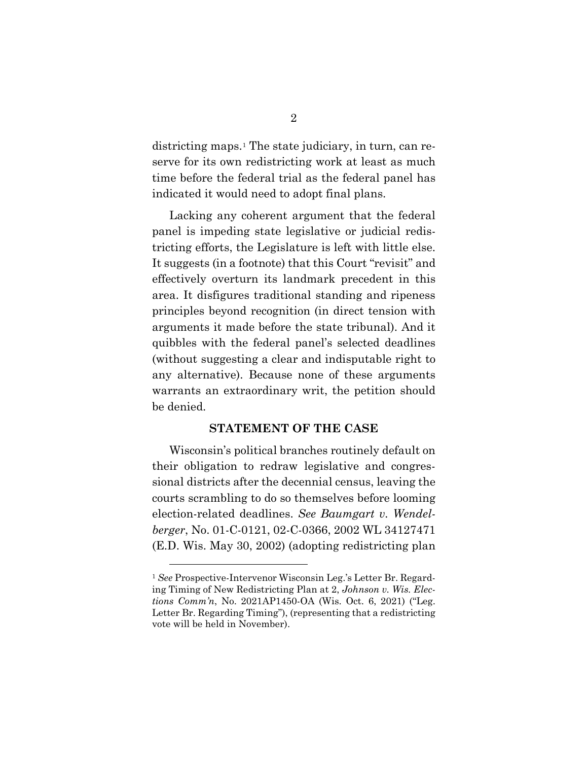districting maps.[1] The state judiciary, in turn, can reserve for its own redistricting work at least as much time before the federal trial as the federal panel has indicated it would need to adopt final plans.

Lacking any coherent argument that the federal panel is impeding state legislative or judicial redistricting efforts, the Legislature is left with little else. It suggests (in a footnote) that this Court "revisit" and effectively overturn its landmark precedent in this area. It disfigures traditional standing and ripeness principles beyond recognition (in direct tension with arguments it made before the state tribunal). And it quibbles with the federal panel's selected deadlines (without suggesting a clear and indisputable right to any alternative). Because none of these arguments warrants an extraordinary writ, the petition should be denied.

## STATEMENT OF THE CASE

Wisconsin's political branches routinely default on their obligation to redraw legislative and congressional districts after the decennial census, leaving the courts scrambling to do so themselves before looming election-related deadlines. *See Baumgart v. Wendelberger*, No. 01-C-0121, 02-C-0366, 2002 WL 34127471 (E.D. Wis. May 30, 2002) (adopting redistricting plan

---

[1] *See* Prospective-Intervenor Wisconsin Leg.'s Letter Br. Regarding Timing of New Redistricting Plan at 2, *Johnson v. Wis. Elections Comm'n*, No. 2021AP1450-OA (Wis. Oct. 6, 2021) ("Leg. Letter Br. Regarding Timing"), (representing that a redistricting vote will be held in November).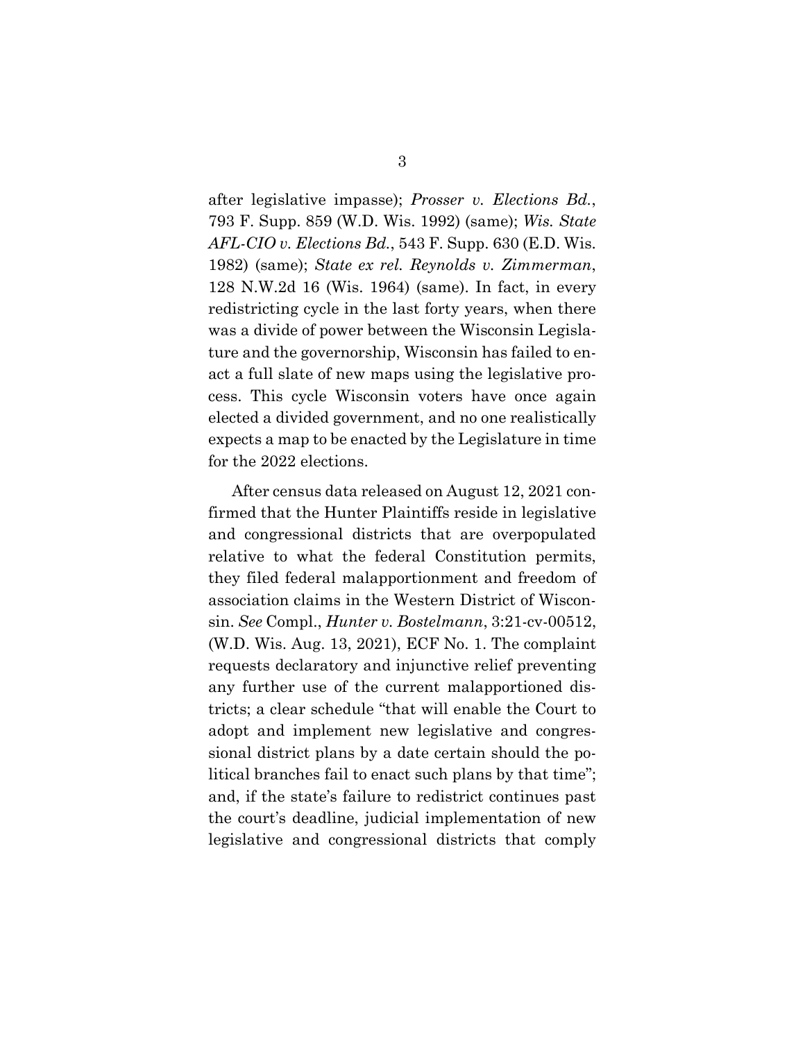after legislative impasse); *Prosser v. Elections Bd.*, 793 F. Supp. 859 (W.D. Wis. 1992) (same); *Wis. State AFL-CIO v. Elections Bd.*, 543 F. Supp. 630 (E.D. Wis. 1982) (same); *State ex rel. Reynolds v. Zimmerman*, 128 N.W.2d 16 (Wis. 1964) (same). In fact, in every redistricting cycle in the last forty years, when there was a divide of power between the Wisconsin Legislature and the governorship, Wisconsin has failed to enact a full slate of new maps using the legislative process. This cycle Wisconsin voters have once again elected a divided government, and no one realistically expects a map to be enacted by the Legislature in time for the 2022 elections.

After census data released on August 12, 2021 confirmed that the Hunter Plaintiffs reside in legislative and congressional districts that are overpopulated relative to what the federal Constitution permits, they filed federal malapportionment and freedom of association claims in the Western District of Wisconsin. *See* Compl., *Hunter v. Bostelmann*, 3:21-cv-00512, (W.D. Wis. Aug. 13, 2021), ECF No. 1. The complaint requests declaratory and injunctive relief preventing any further use of the current malapportioned districts; a clear schedule "that will enable the Court to adopt and implement new legislative and congressional district plans by a date certain should the political branches fail to enact such plans by that time"; and, if the state's failure to redistrict continues past the court's deadline, judicial implementation of new legislative and congressional districts that comply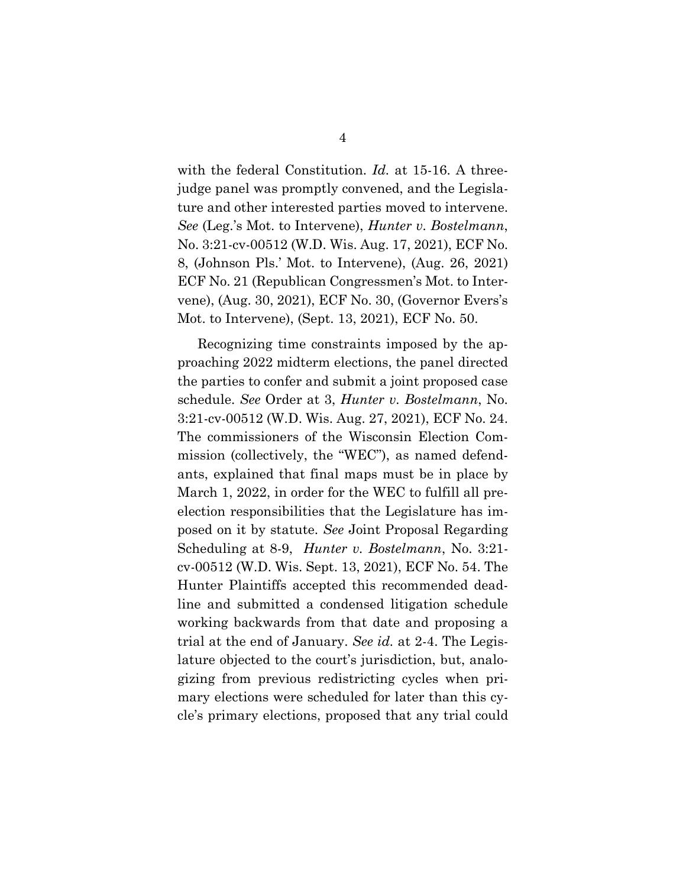with the federal Constitution. *Id.* at 15-16. A three-judge panel was promptly convened, and the Legislature and other interested parties moved to intervene. *See* (Leg.'s Mot. to Intervene), *Hunter v. Bostelmann*, No. 3:21-cv-00512 (W.D. Wis. Aug. 17, 2021), ECF No. 8, (Johnson Pls.' Mot. to Intervene), (Aug. 26, 2021) ECF No. 21 (Republican Congressmen's Mot. to Intervene), (Aug. 30, 2021), ECF No. 30, (Governor Evers's Mot. to Intervene), (Sept. 13, 2021), ECF No. 50.

Recognizing time constraints imposed by the approaching 2022 midterm elections, the panel directed the parties to confer and submit a joint proposed case schedule. *See* Order at 3, *Hunter v. Bostelmann*, No. 3:21-cv-00512 (W.D. Wis. Aug. 27, 2021), ECF No. 24. The commissioners of the Wisconsin Election Commission (collectively, the "WEC"), as named defendants, explained that final maps must be in place by March 1, 2022, in order for the WEC to fulfill all pre-election responsibilities that the Legislature has imposed on it by statute. *See* Joint Proposal Regarding Scheduling at 8-9, *Hunter v. Bostelmann*, No. 3:21-cv-00512 (W.D. Wis. Sept. 13, 2021), ECF No. 54. The Hunter Plaintiffs accepted this recommended deadline and submitted a condensed litigation schedule working backwards from that date and proposing a trial at the end of January. *See id.* at 2-4. The Legislature objected to the court's jurisdiction, but, analogizing from previous redistricting cycles when primary elections were scheduled for later than this cycle's primary elections, proposed that any trial could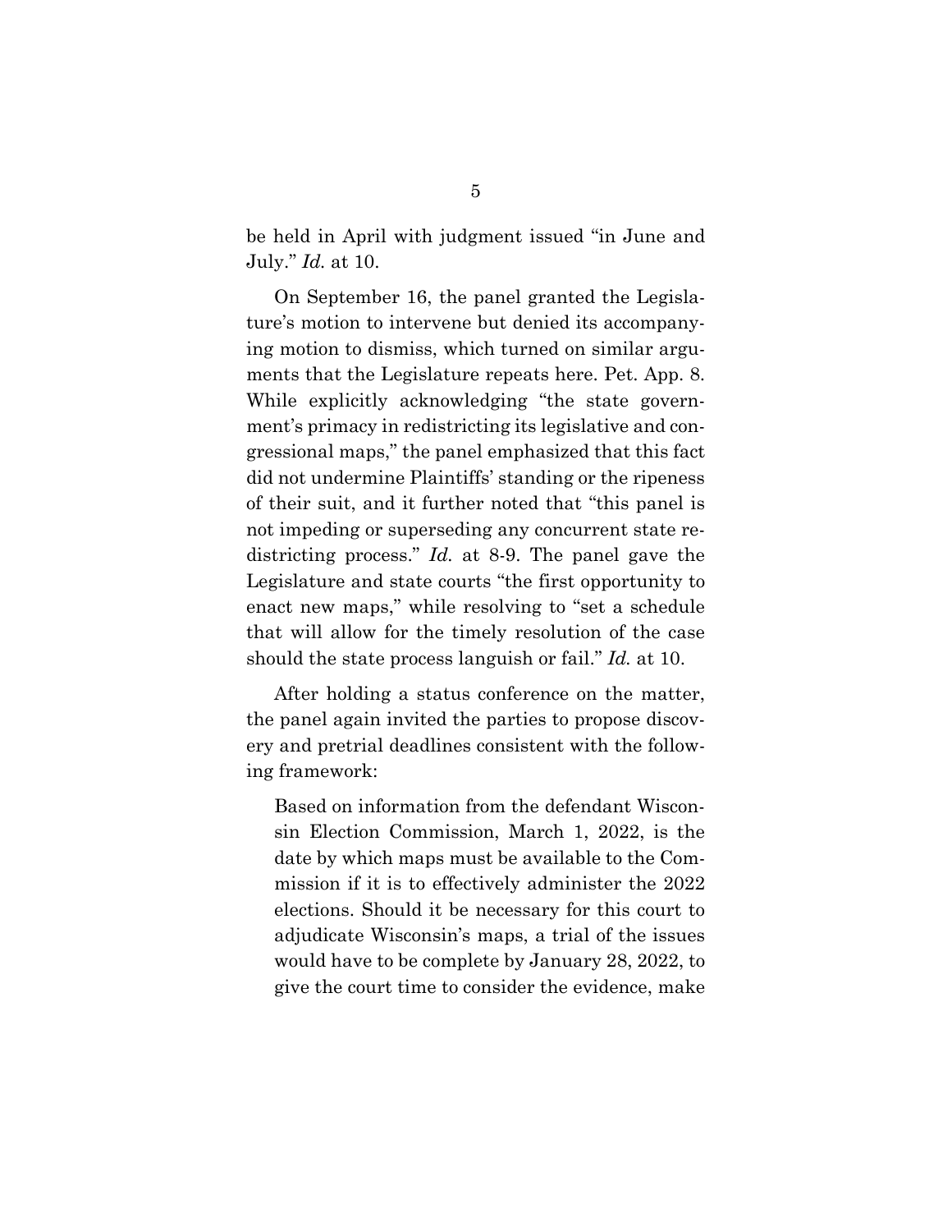be held in April with judgment issued "in June and July." *Id.* at 10.

On September 16, the panel granted the Legislature's motion to intervene but denied its accompanying motion to dismiss, which turned on similar arguments that the Legislature repeats here. Pet. App. 8. While explicitly acknowledging "the state government's primacy in redistricting its legislative and congressional maps," the panel emphasized that this fact did not undermine Plaintiffs' standing or the ripeness of their suit, and it further noted that "this panel is not impeding or superseding any concurrent state redistricting process." *Id.* at 8-9. The panel gave the Legislature and state courts "the first opportunity to enact new maps," while resolving to "set a schedule that will allow for the timely resolution of the case should the state process languish or fail." *Id.* at 10.

After holding a status conference on the matter, the panel again invited the parties to propose discovery and pretrial deadlines consistent with the following framework:

> Based on information from the defendant Wisconsin Election Commission, March 1, 2022, is the date by which maps must be available to the Commission if it is to effectively administer the 2022 elections. Should it be necessary for this court to adjudicate Wisconsin's maps, a trial of the issues would have to be complete by January 28, 2022, to give the court time to consider the evidence, make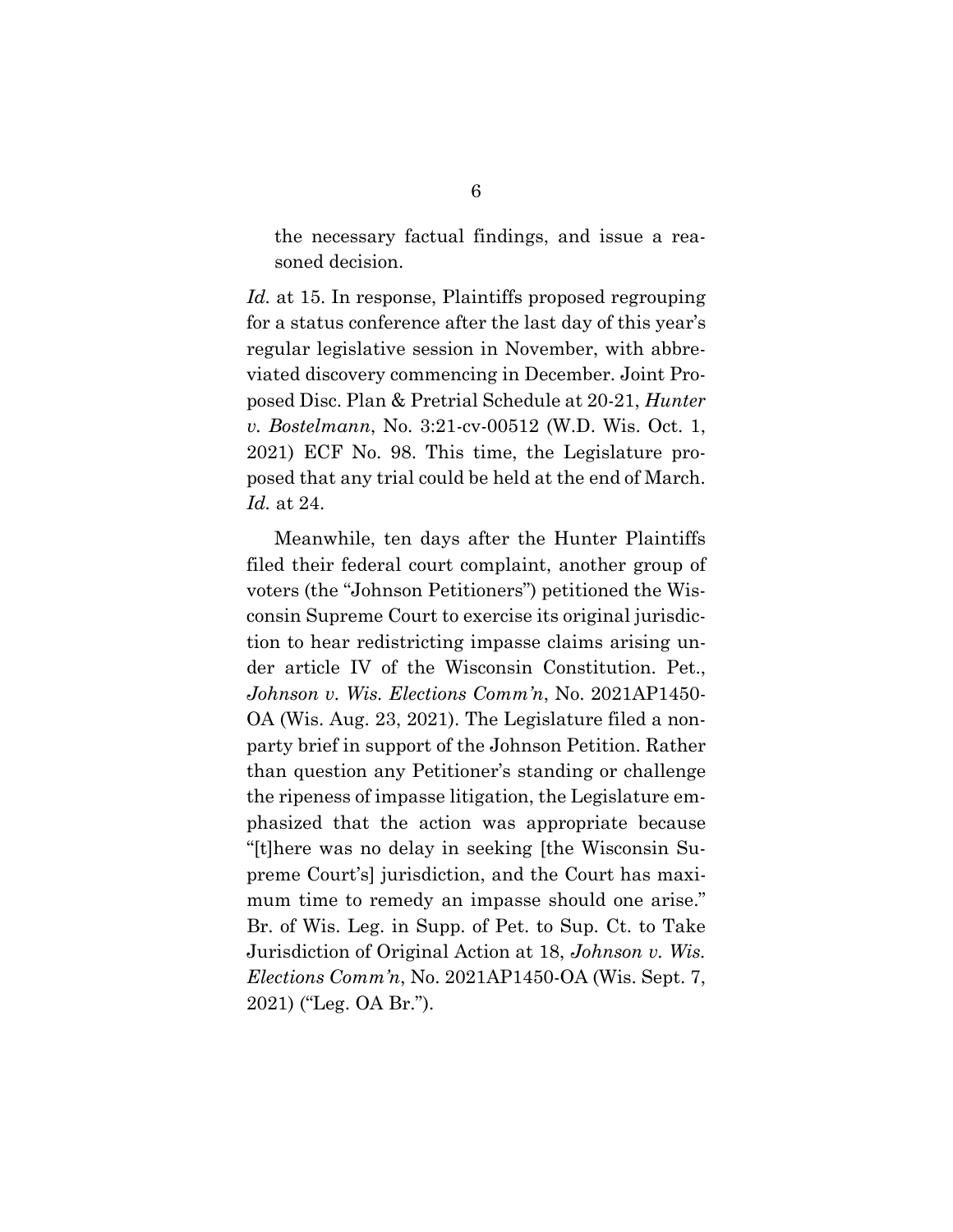the necessary factual findings, and issue a reasoned decision.

*Id.* at 15. In response, Plaintiffs proposed regrouping for a status conference after the last day of this year's regular legislative session in November, with abbreviated discovery commencing in December. Joint Proposed Disc. Plan & Pretrial Schedule at 20-21, *Hunter v. Bostelmann*, No. 3:21-cv-00512 (W.D. Wis. Oct. 1, 2021) ECF No. 98. This time, the Legislature proposed that any trial could be held at the end of March. *Id.* at 24.

Meanwhile, ten days after the Hunter Plaintiffs filed their federal court complaint, another group of voters (the "Johnson Petitioners") petitioned the Wisconsin Supreme Court to exercise its original jurisdiction to hear redistricting impasse claims arising under article IV of the Wisconsin Constitution. Pet., *Johnson v. Wis. Elections Comm'n*, No. 2021AP1450-OA (Wis. Aug. 23, 2021). The Legislature filed a nonparty brief in support of the Johnson Petition. Rather than question any Petitioner's standing or challenge the ripeness of impasse litigation, the Legislature emphasized that the action was appropriate because "[t]here was no delay in seeking [the Wisconsin Supreme Court's] jurisdiction, and the Court has maximum time to remedy an impasse should one arise." Br. of Wis. Leg. in Supp. of Pet. to Sup. Ct. to Take Jurisdiction of Original Action at 18, *Johnson v. Wis. Elections Comm'n*, No. 2021AP1450-OA (Wis. Sept. 7, 2021) ("Leg. OA Br.").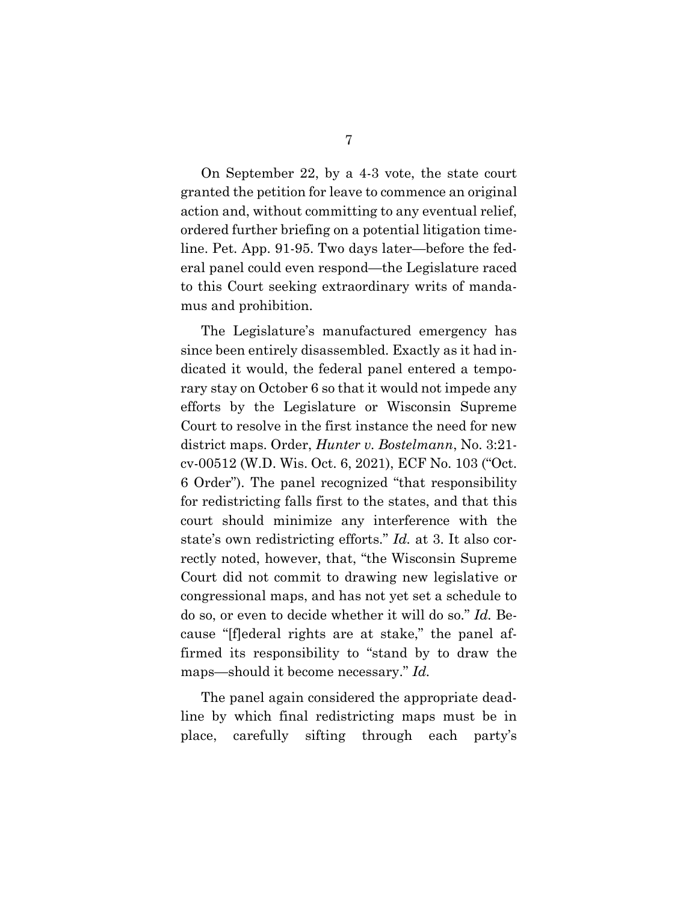On September 22, by a 4-3 vote, the state court granted the petition for leave to commence an original action and, without committing to any eventual relief, ordered further briefing on a potential litigation timeline. Pet. App. 91-95. Two days later—before the federal panel could even respond—the Legislature raced to this Court seeking extraordinary writs of mandamus and prohibition.

The Legislature's manufactured emergency has since been entirely disassembled. Exactly as it had indicated it would, the federal panel entered a temporary stay on October 6 so that it would not impede any efforts by the Legislature or Wisconsin Supreme Court to resolve in the first instance the need for new district maps. Order, *Hunter v. Bostelmann*, No. 3:21-cv-00512 (W.D. Wis. Oct. 6, 2021), ECF No. 103 ("Oct. 6 Order"). The panel recognized "that responsibility for redistricting falls first to the states, and that this court should minimize any interference with the state's own redistricting efforts." *Id.* at 3. It also correctly noted, however, that, "the Wisconsin Supreme Court did not commit to drawing new legislative or congressional maps, and has not yet set a schedule to do so, or even to decide whether it will do so." *Id.* Because "[f]ederal rights are at stake," the panel affirmed its responsibility to "stand by to draw the maps—should it become necessary." *Id.*

The panel again considered the appropriate deadline by which final redistricting maps must be in place, carefully sifting through each party's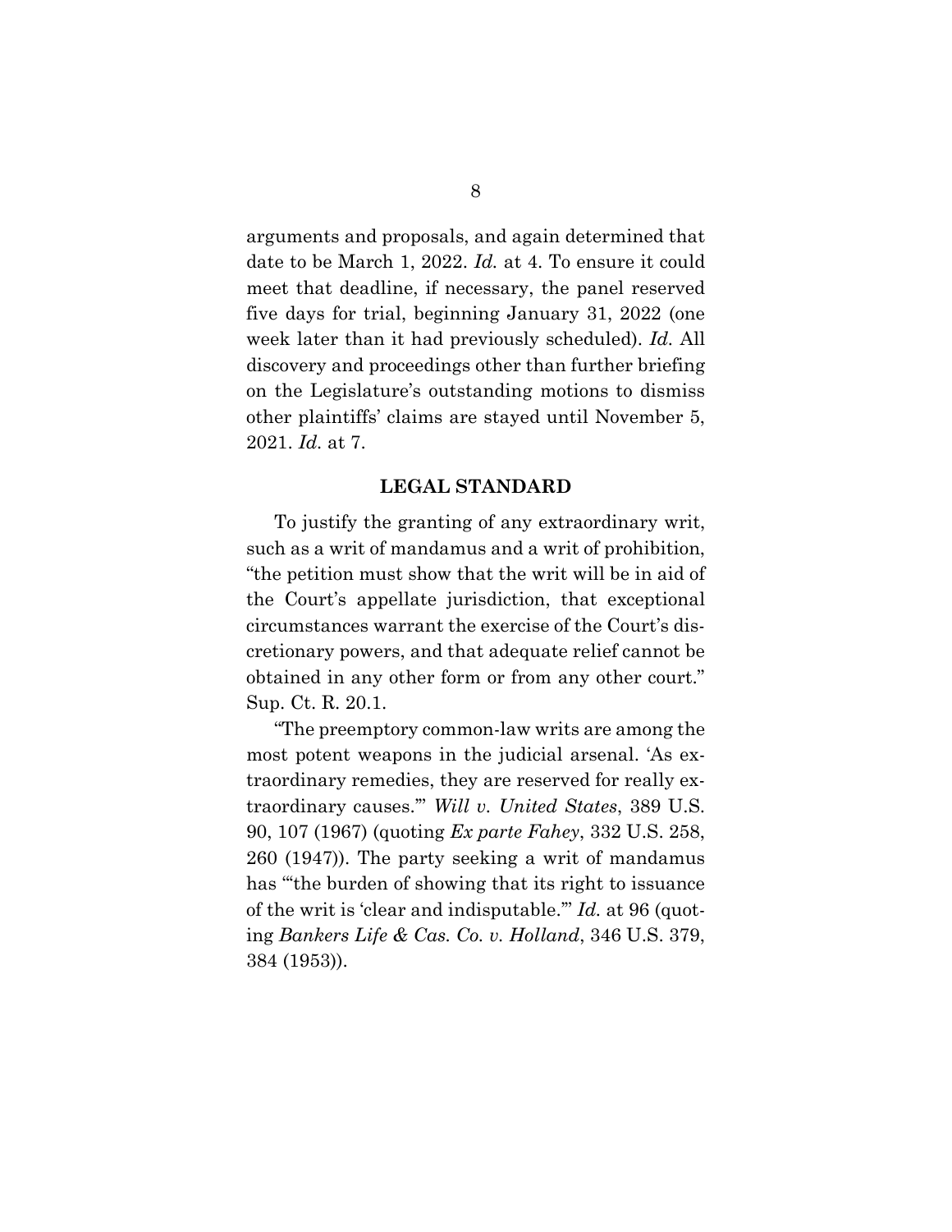arguments and proposals, and again determined that date to be March 1, 2022. *Id.* at 4. To ensure it could meet that deadline, if necessary, the panel reserved five days for trial, beginning January 31, 2022 (one week later than it had previously scheduled). *Id.* All discovery and proceedings other than further briefing on the Legislature's outstanding motions to dismiss other plaintiffs' claims are stayed until November 5, 2021. *Id.* at 7.

## LEGAL STANDARD

To justify the granting of any extraordinary writ, such as a writ of mandamus and a writ of prohibition, "the petition must show that the writ will be in aid of the Court's appellate jurisdiction, that exceptional circumstances warrant the exercise of the Court's discretionary powers, and that adequate relief cannot be obtained in any other form or from any other court." Sup. Ct. R. 20.1.

"The preemptory common-law writs are among the most potent weapons in the judicial arsenal. 'As extraordinary remedies, they are reserved for really extraordinary causes.'" *Will v. United States*, 389 U.S. 90, 107 (1967) (quoting *Ex parte Fahey*, 332 U.S. 258, 260 (1947)). The party seeking a writ of mandamus has "'the burden of showing that its right to issuance of the writ is 'clear and indisputable.'" *Id.* at 96 (quoting *Bankers Life & Cas. Co. v. Holland*, 346 U.S. 379, 384 (1953)).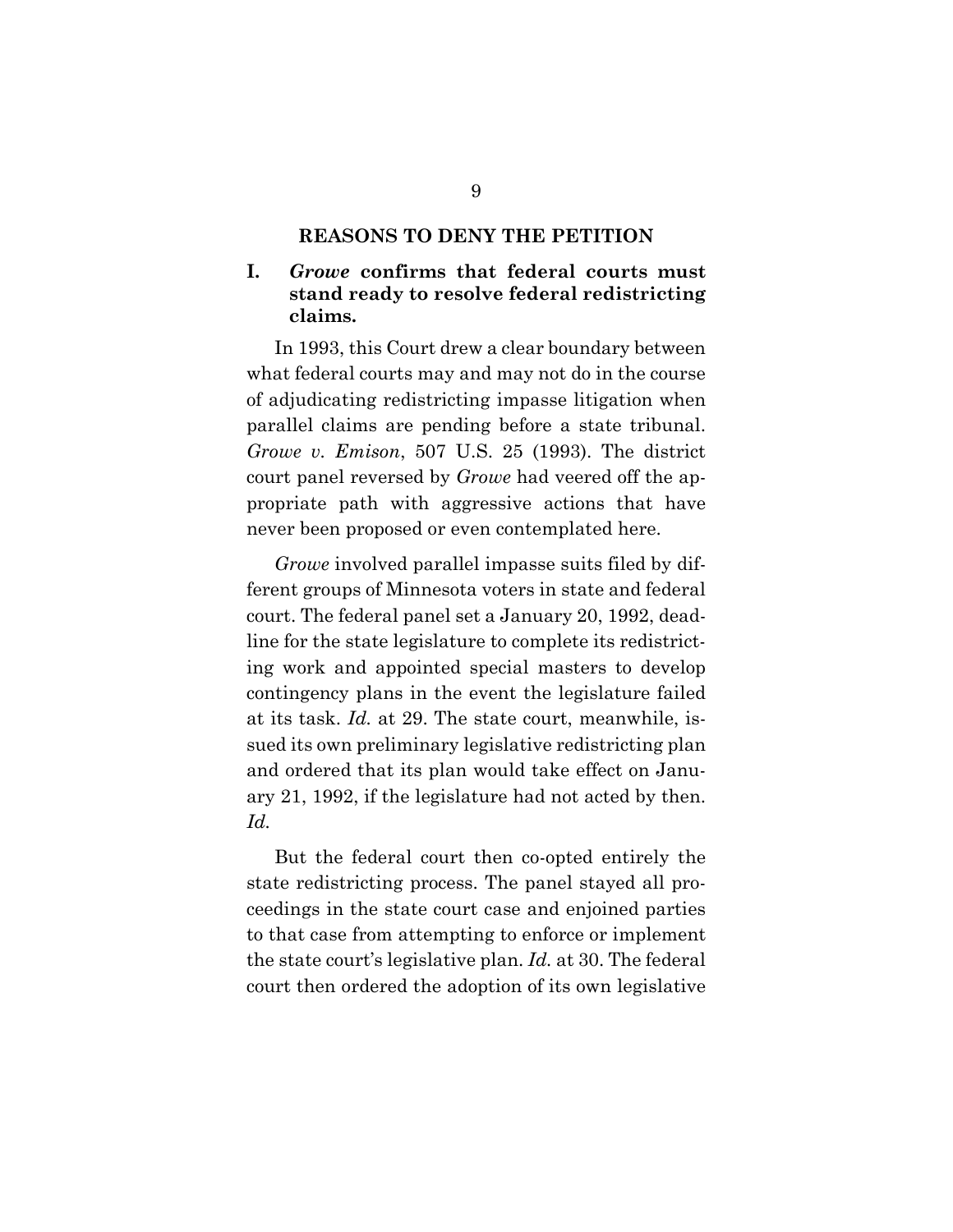## REASONS TO DENY THE PETITION

### I. *Growe* confirms that federal courts must stand ready to resolve federal redistricting claims.

In 1993, this Court drew a clear boundary between what federal courts may and may not do in the course of adjudicating redistricting impasse litigation when parallel claims are pending before a state tribunal. *Growe v. Emison*, 507 U.S. 25 (1993). The district court panel reversed by *Growe* had veered off the appropriate path with aggressive actions that have never been proposed or even contemplated here.

*Growe* involved parallel impasse suits filed by different groups of Minnesota voters in state and federal court. The federal panel set a January 20, 1992, deadline for the state legislature to complete its redistricting work and appointed special masters to develop contingency plans in the event the legislature failed at its task. *Id.* at 29. The state court, meanwhile, issued its own preliminary legislative redistricting plan and ordered that its plan would take effect on January 21, 1992, if the legislature had not acted by then. *Id.*

But the federal court then co-opted entirely the state redistricting process. The panel stayed all proceedings in the state court case and enjoined parties to that case from attempting to enforce or implement the state court's legislative plan. *Id.* at 30. The federal court then ordered the adoption of its own legislative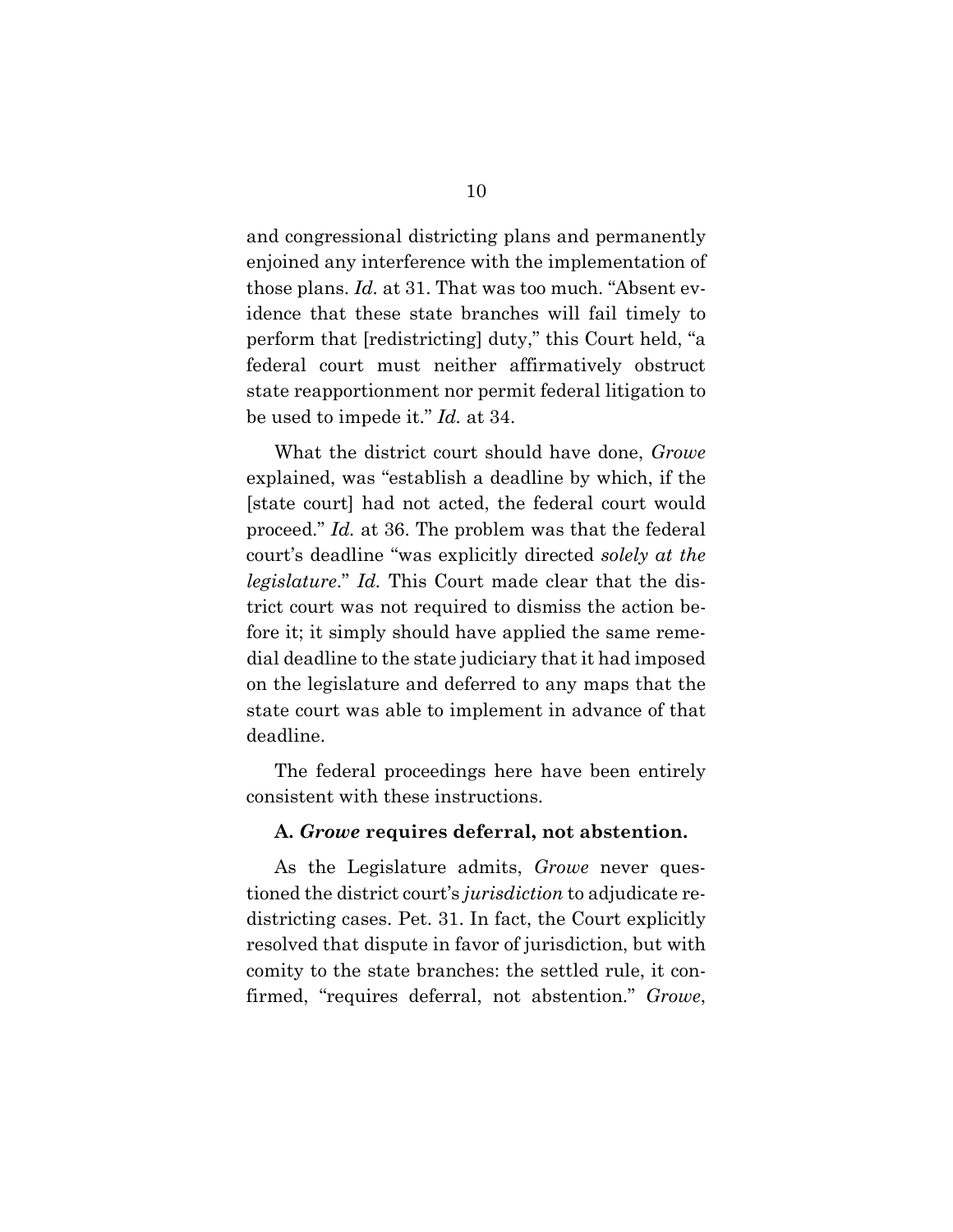and congressional districting plans and permanently enjoined any interference with the implementation of those plans. *Id.* at 31. That was too much. "Absent evidence that these state branches will fail timely to perform that [redistricting] duty," this Court held, "a federal court must neither affirmatively obstruct state reapportionment nor permit federal litigation to be used to impede it." *Id.* at 34.

What the district court should have done, *Growe* explained, was "establish a deadline by which, if the [state court] had not acted, the federal court would proceed." *Id.* at 36. The problem was that the federal court's deadline "was explicitly directed *solely at the legislature*." *Id.* This Court made clear that the district court was not required to dismiss the action before it; it simply should have applied the same remedial deadline to the state judiciary that it had imposed on the legislature and deferred to any maps that the state court was able to implement in advance of that deadline.

The federal proceedings here have been entirely consistent with these instructions.

### A. *Growe* requires deferral, not abstention.

As the Legislature admits, *Growe* never questioned the district court's *jurisdiction* to adjudicate redistricting cases. Pet. 31. In fact, the Court explicitly resolved that dispute in favor of jurisdiction, but with comity to the state branches: the settled rule, it confirmed, "requires deferral, not abstention." *Growe*,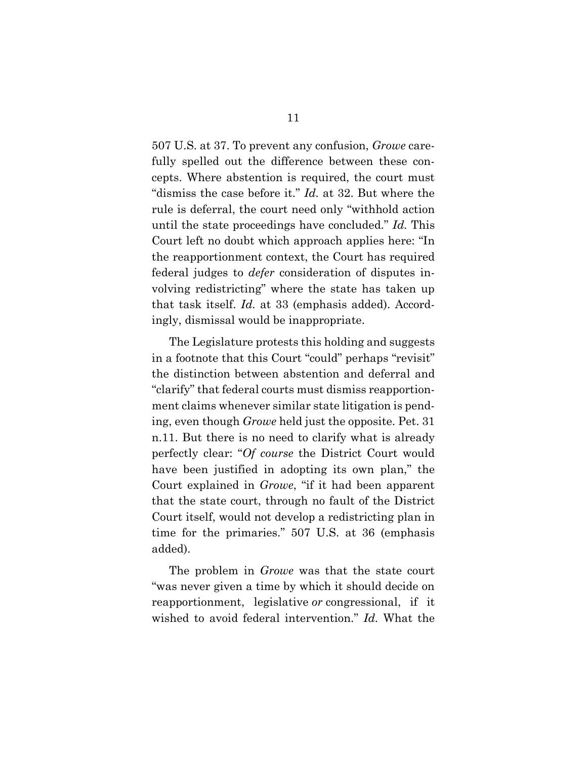507 U.S. at 37. To prevent any confusion, *Growe* carefully spelled out the difference between these concepts. Where abstention is required, the court must "dismiss the case before it." *Id.* at 32. But where the rule is deferral, the court need only "withhold action until the state proceedings have concluded." *Id.* This Court left no doubt which approach applies here: "In the reapportionment context, the Court has required federal judges to *defer* consideration of disputes involving redistricting" where the state has taken up that task itself. *Id.* at 33 (emphasis added). Accordingly, dismissal would be inappropriate.

The Legislature protests this holding and suggests in a footnote that this Court "could" perhaps "revisit" the distinction between abstention and deferral and "clarify" that federal courts must dismiss reapportionment claims whenever similar state litigation is pending, even though *Growe* held just the opposite. Pet. 31 n.11. But there is no need to clarify what is already perfectly clear: "*Of course* the District Court would have been justified in adopting its own plan," the Court explained in *Growe*, "if it had been apparent that the state court, through no fault of the District Court itself, would not develop a redistricting plan in time for the primaries." 507 U.S. at 36 (emphasis added).

The problem in *Growe* was that the state court "was never given a time by which it should decide on reapportionment, legislative *or* congressional, if it wished to avoid federal intervention." *Id.* What the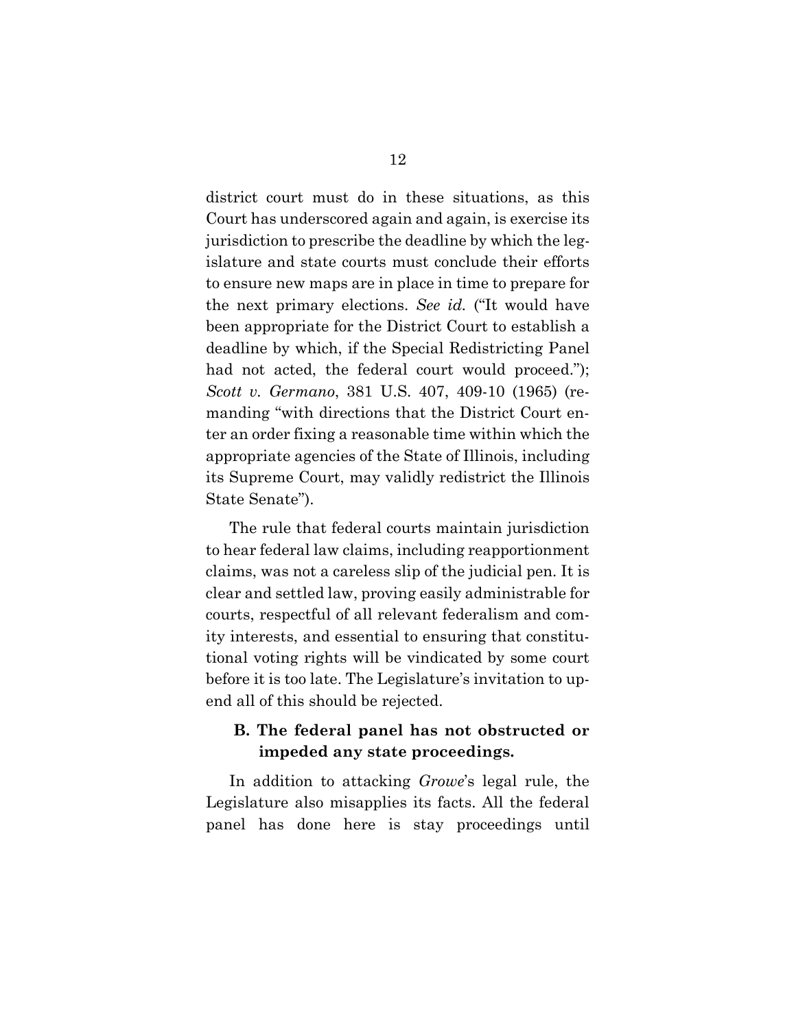district court must do in these situations, as this Court has underscored again and again, is exercise its jurisdiction to prescribe the deadline by which the legislature and state courts must conclude their efforts to ensure new maps are in place in time to prepare for the next primary elections. *See id.* ("It would have been appropriate for the District Court to establish a deadline by which, if the Special Redistricting Panel had not acted, the federal court would proceed."); *Scott v. Germano*, 381 U.S. 407, 409-10 (1965) (remanding "with directions that the District Court enter an order fixing a reasonable time within which the appropriate agencies of the State of Illinois, including its Supreme Court, may validly redistrict the Illinois State Senate").

The rule that federal courts maintain jurisdiction to hear federal law claims, including reapportionment claims, was not a careless slip of the judicial pen. It is clear and settled law, proving easily administrable for courts, respectful of all relevant federalism and comity interests, and essential to ensuring that constitutional voting rights will be vindicated by some court before it is too late. The Legislature's invitation to upend all of this should be rejected.

### B. The federal panel has not obstructed or impeded any state proceedings.

In addition to attacking *Growe*'s legal rule, the Legislature also misapplies its facts. All the federal panel has done here is stay proceedings until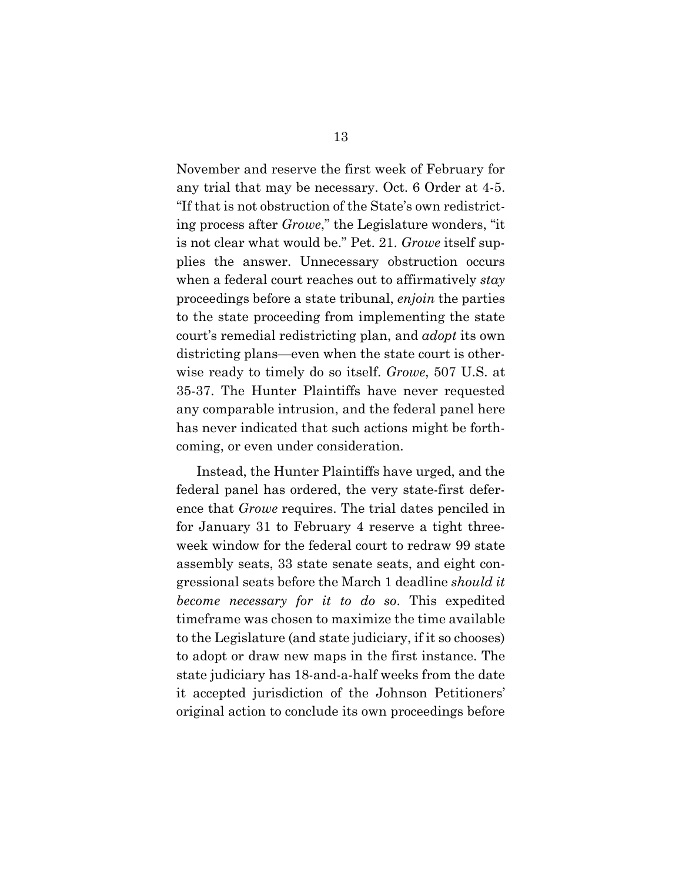November and reserve the first week of February for any trial that may be necessary. Oct. 6 Order at 4-5. "If that is not obstruction of the State's own redistricting process after *Growe*," the Legislature wonders, "it is not clear what would be." Pet. 21. *Growe* itself supplies the answer. Unnecessary obstruction occurs when a federal court reaches out to affirmatively *stay* proceedings before a state tribunal, *enjoin* the parties to the state proceeding from implementing the state court's remedial redistricting plan, and *adopt* its own districting plans—even when the state court is otherwise ready to timely do so itself. *Growe*, 507 U.S. at 35-37. The Hunter Plaintiffs have never requested any comparable intrusion, and the federal panel here has never indicated that such actions might be forthcoming, or even under consideration.

Instead, the Hunter Plaintiffs have urged, and the federal panel has ordered, the very state-first deference that *Growe* requires. The trial dates penciled in for January 31 to February 4 reserve a tight three-week window for the federal court to redraw 99 state assembly seats, 33 state senate seats, and eight congressional seats before the March 1 deadline *should it become necessary for it to do so*. This expedited timeframe was chosen to maximize the time available to the Legislature (and state judiciary, if it so chooses) to adopt or draw new maps in the first instance. The state judiciary has 18-and-a-half weeks from the date it accepted jurisdiction of the Johnson Petitioners' original action to conclude its own proceedings before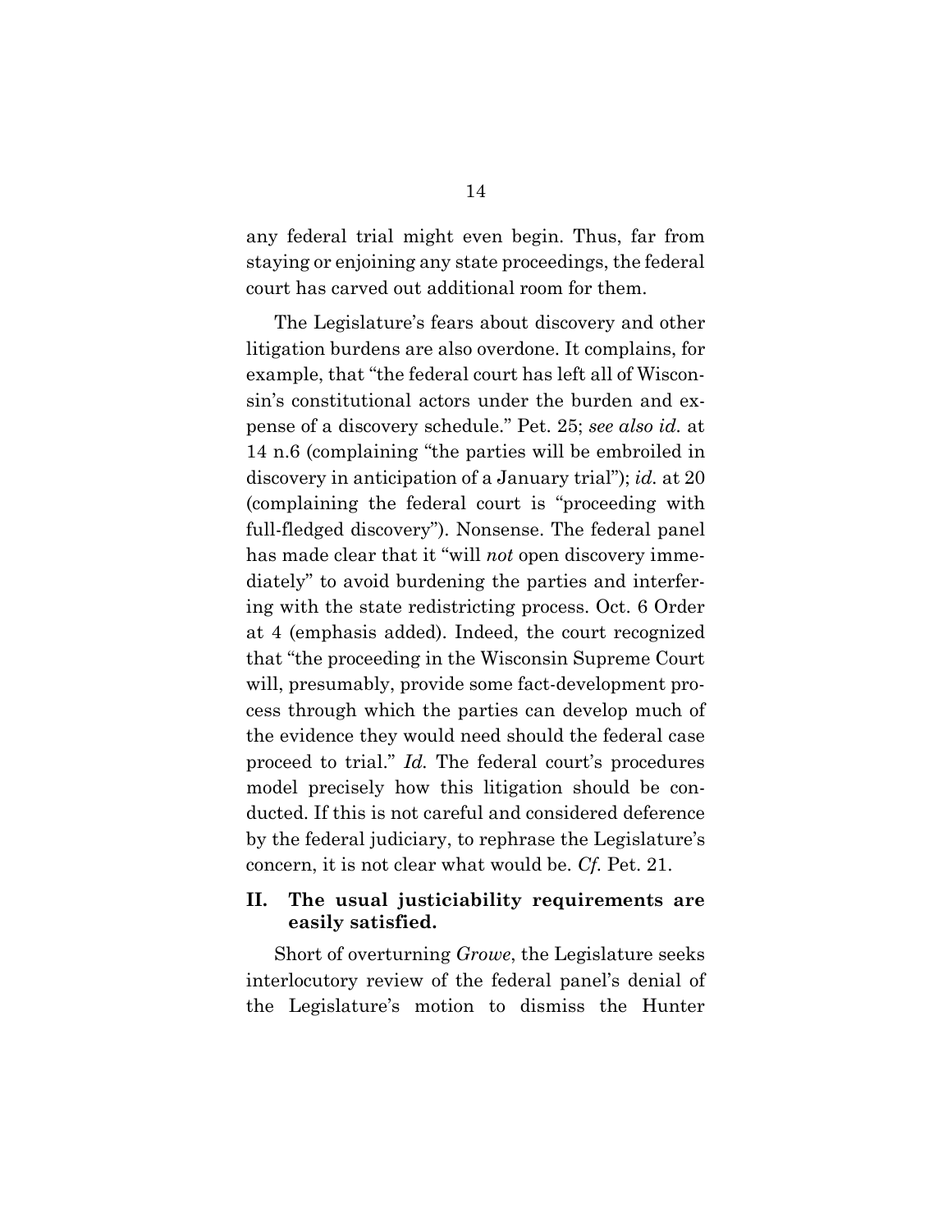any federal trial might even begin. Thus, far from staying or enjoining any state proceedings, the federal court has carved out additional room for them.

The Legislature's fears about discovery and other litigation burdens are also overdone. It complains, for example, that "the federal court has left all of Wisconsin's constitutional actors under the burden and expense of a discovery schedule." Pet. 25; *see also id.* at 14 n.6 (complaining "the parties will be embroiled in discovery in anticipation of a January trial"); *id.* at 20 (complaining the federal court is "proceeding with full-fledged discovery"). Nonsense. The federal panel has made clear that it "will *not* open discovery immediately" to avoid burdening the parties and interfering with the state redistricting process. Oct. 6 Order at 4 (emphasis added). Indeed, the court recognized that "the proceeding in the Wisconsin Supreme Court will, presumably, provide some fact-development process through which the parties can develop much of the evidence they would need should the federal case proceed to trial." *Id.* The federal court's procedures model precisely how this litigation should be conducted. If this is not careful and considered deference by the federal judiciary, to rephrase the Legislature's concern, it is not clear what would be. *Cf.* Pet. 21.

## II. The usual justiciability requirements are easily satisfied.

Short of overturning *Growe*, the Legislature seeks interlocutory review of the federal panel's denial of the Legislature's motion to dismiss the Hunter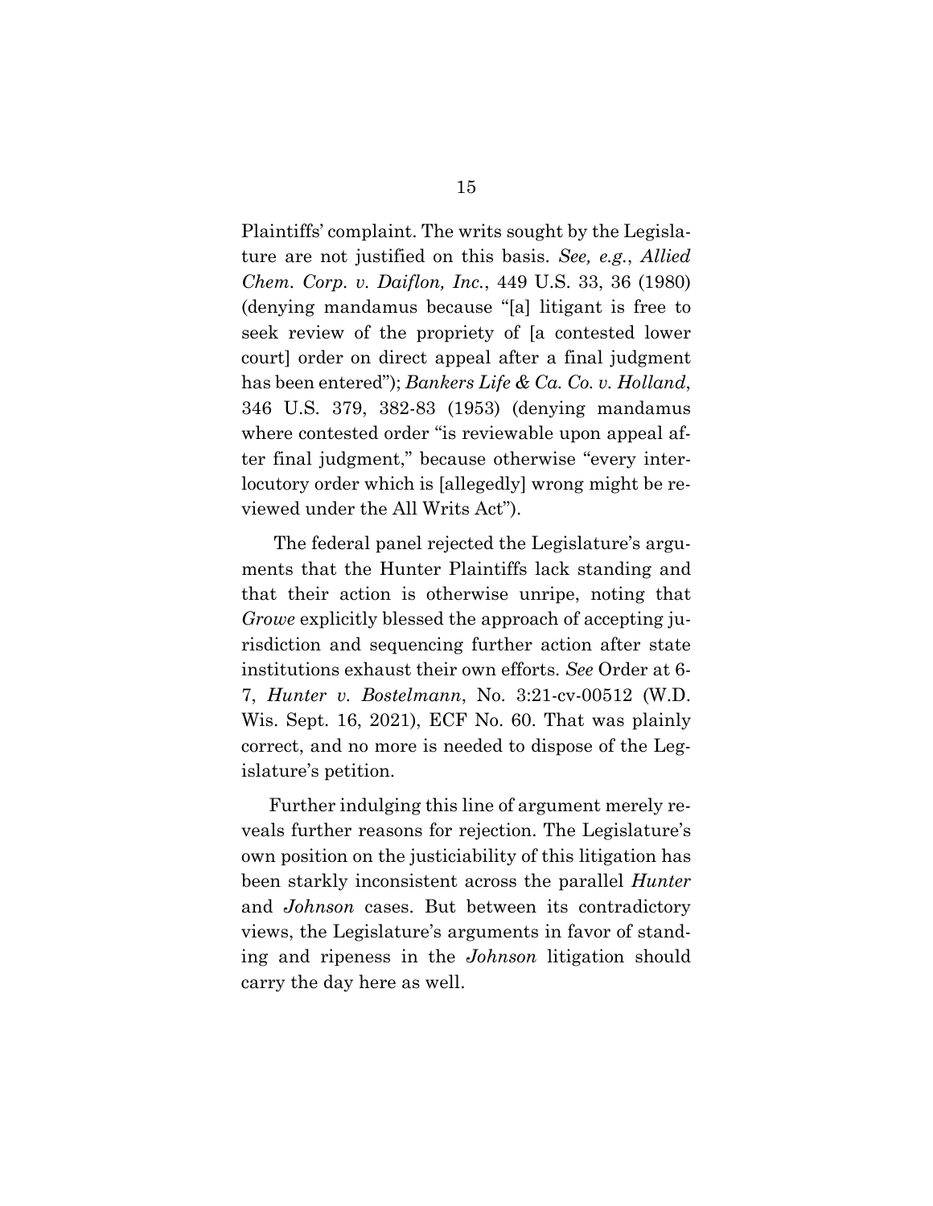Plaintiffs' complaint. The writs sought by the Legislature are not justified on this basis. *See, e.g.*, *Allied Chem. Corp. v. Daiflon, Inc.*, 449 U.S. 33, 36 (1980) (denying mandamus because "[a] litigant is free to seek review of the propriety of [a contested lower court] order on direct appeal after a final judgment has been entered"); *Bankers Life & Ca. Co. v. Holland*, 346 U.S. 379, 382-83 (1953) (denying mandamus where contested order "is reviewable upon appeal after final judgment," because otherwise "every interlocutory order which is [allegedly] wrong might be reviewed under the All Writs Act").

The federal panel rejected the Legislature's arguments that the Hunter Plaintiffs lack standing and that their action is otherwise unripe, noting that *Growe* explicitly blessed the approach of accepting jurisdiction and sequencing further action after state institutions exhaust their own efforts. *See* Order at 6-7, *Hunter v. Bostelmann*, No. 3:21-cv-00512 (W.D. Wis. Sept. 16, 2021), ECF No. 60. That was plainly correct, and no more is needed to dispose of the Legislature's petition.

Further indulging this line of argument merely reveals further reasons for rejection. The Legislature's own position on the justiciability of this litigation has been starkly inconsistent across the parallel *Hunter* and *Johnson* cases. But between its contradictory views, the Legislature's arguments in favor of standing and ripeness in the *Johnson* litigation should carry the day here as well.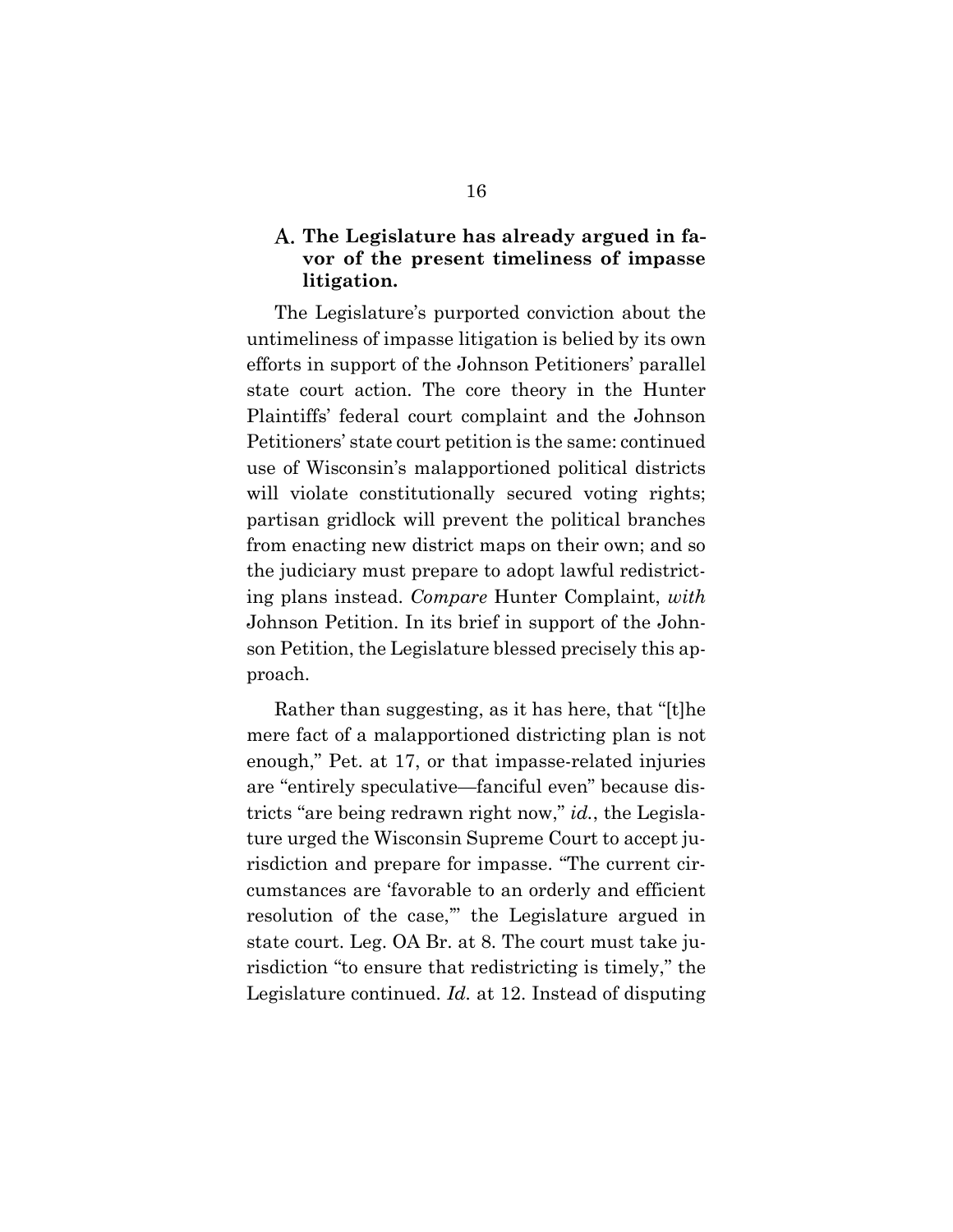### A. The Legislature has already argued in favor of the present timeliness of impasse litigation.

The Legislature's purported conviction about the untimeliness of impasse litigation is belied by its own efforts in support of the Johnson Petitioners' parallel state court action. The core theory in the Hunter Plaintiffs' federal court complaint and the Johnson Petitioners' state court petition is the same: continued use of Wisconsin's malapportioned political districts will violate constitutionally secured voting rights; partisan gridlock will prevent the political branches from enacting new district maps on their own; and so the judiciary must prepare to adopt lawful redistricting plans instead. *Compare* Hunter Complaint, *with* Johnson Petition. In its brief in support of the Johnson Petition, the Legislature blessed precisely this approach.

Rather than suggesting, as it has here, that "[t]he mere fact of a malapportioned districting plan is not enough," Pet. at 17, or that impasse-related injuries are "entirely speculative—fanciful even" because districts "are being redrawn right now," *id.*, the Legislature urged the Wisconsin Supreme Court to accept jurisdiction and prepare for impasse. "The current circumstances are 'favorable to an orderly and efficient resolution of the case,'" the Legislature argued in state court. Leg. OA Br. at 8. The court must take jurisdiction "to ensure that redistricting is timely," the Legislature continued. *Id.* at 12. Instead of disputing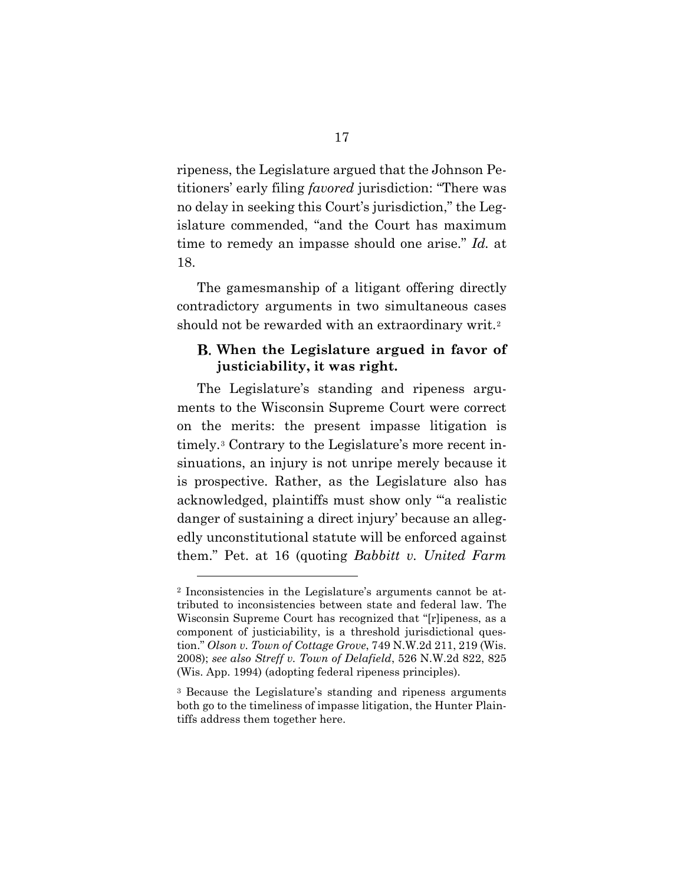ripeness, the Legislature argued that the Johnson Petitioners' early filing *favored* jurisdiction: "There was no delay in seeking this Court's jurisdiction," the Legislature commended, "and the Court has maximum time to remedy an impasse should one arise." *Id.* at 18.

The gamesmanship of a litigant offering directly contradictory arguments in two simultaneous cases should not be rewarded with an extraordinary writ.[2]

### B. When the Legislature argued in favor of justiciability, it was right.

The Legislature's standing and ripeness arguments to the Wisconsin Supreme Court were correct on the merits: the present impasse litigation is timely.[3] Contrary to the Legislature's more recent insinuations, an injury is not unripe merely because it is prospective. Rather, as the Legislature also has acknowledged, plaintiffs must show only "'a realistic danger of sustaining a direct injury' because an allegedly unconstitutional statute will be enforced against them." Pet. at 16 (quoting *Babbitt v. United Farm*

---

[2] Inconsistencies in the Legislature's arguments cannot be attributed to inconsistencies between state and federal law. The Wisconsin Supreme Court has recognized that "[r]ipeness, as a component of justiciability, is a threshold jurisdictional question." *Olson v. Town of Cottage Grove*, 749 N.W.2d 211, 219 (Wis. 2008); *see also Streff v. Town of Delafield*, 526 N.W.2d 822, 825 (Wis. App. 1994) (adopting federal ripeness principles).

[3] Because the Legislature's standing and ripeness arguments both go to the timeliness of impasse litigation, the Hunter Plaintiffs address them together here.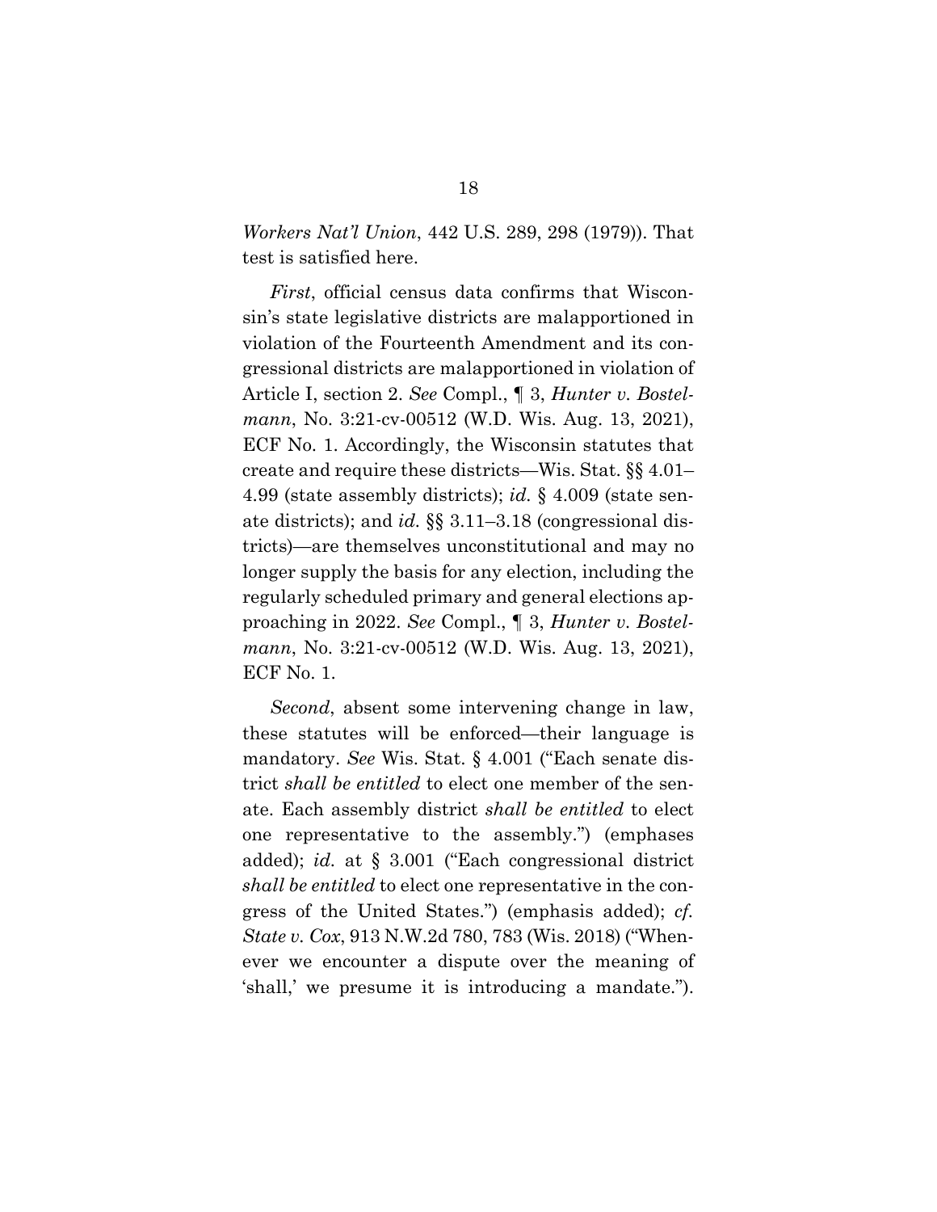*Workers Nat'l Union*, 442 U.S. 289, 298 (1979)). That test is satisfied here.

*First*, official census data confirms that Wisconsin's state legislative districts are malapportioned in violation of the Fourteenth Amendment and its congressional districts are malapportioned in violation of Article I, section 2. *See* Compl., ¶ 3, *Hunter v. Bostelmann*, No. 3:21-cv-00512 (W.D. Wis. Aug. 13, 2021), ECF No. 1. Accordingly, the Wisconsin statutes that create and require these districts—Wis. Stat. §§ 4.01–4.99 (state assembly districts); *id.* § 4.009 (state senate districts); and *id.* §§ 3.11–3.18 (congressional districts)—are themselves unconstitutional and may no longer supply the basis for any election, including the regularly scheduled primary and general elections approaching in 2022. *See* Compl., ¶ 3, *Hunter v. Bostelmann*, No. 3:21-cv-00512 (W.D. Wis. Aug. 13, 2021), ECF No. 1.

*Second*, absent some intervening change in law, these statutes will be enforced—their language is mandatory. *See* Wis. Stat. § 4.001 ("Each senate district *shall be entitled* to elect one member of the senate. Each assembly district *shall be entitled* to elect one representative to the assembly.") (emphases added); *id.* at § 3.001 ("Each congressional district *shall be entitled* to elect one representative in the congress of the United States.") (emphasis added); *cf. State v. Cox*, 913 N.W.2d 780, 783 (Wis. 2018) ("Whenever we encounter a dispute over the meaning of 'shall,' we presume it is introducing a mandate.").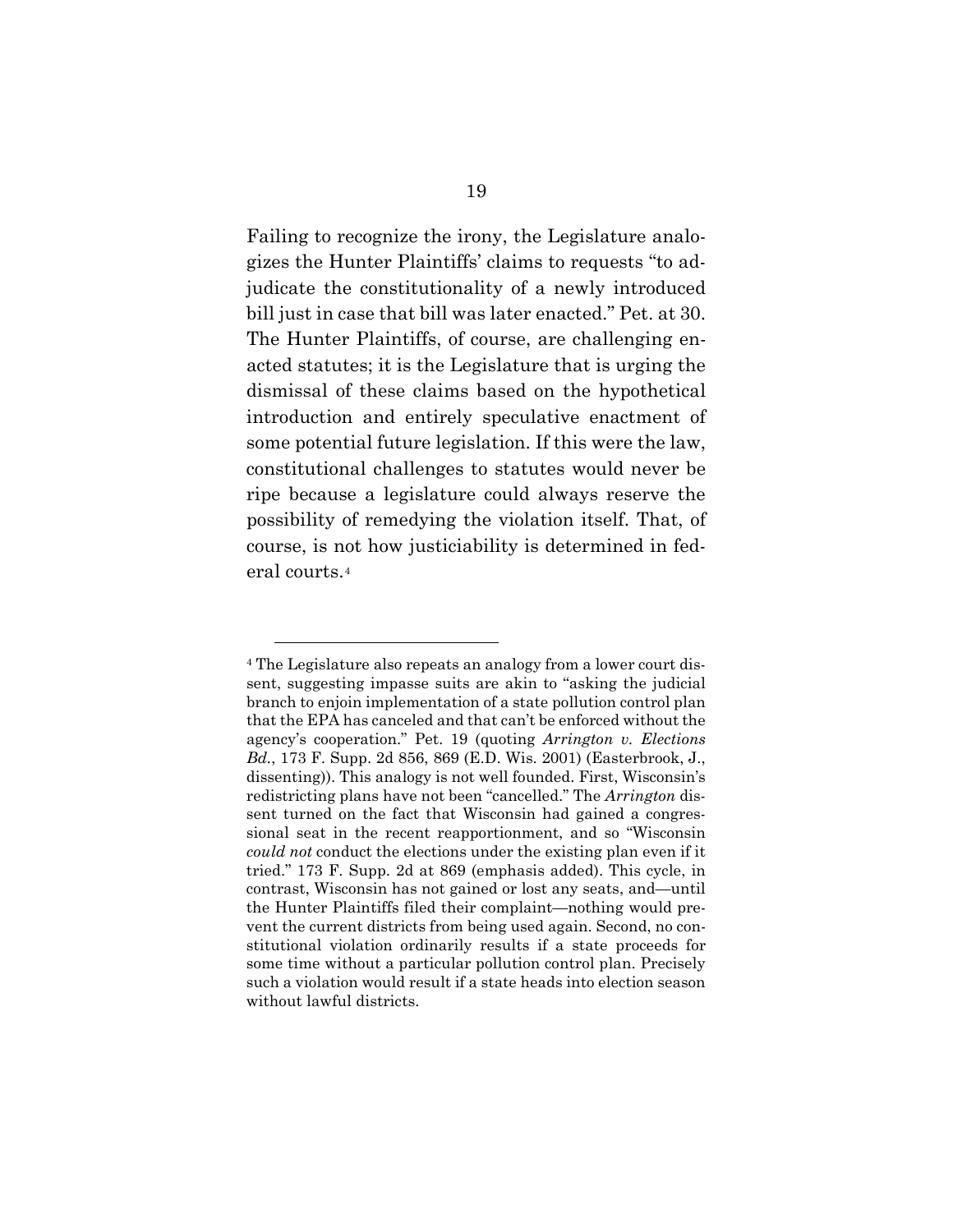Failing to recognize the irony, the Legislature analogizes the Hunter Plaintiffs' claims to requests "to adjudicate the constitutionality of a newly introduced bill just in case that bill was later enacted." Pet. at 30. The Hunter Plaintiffs, of course, are challenging enacted statutes; it is the Legislature that is urging the dismissal of these claims based on the hypothetical introduction and entirely speculative enactment of some potential future legislation. If this were the law, constitutional challenges to statutes would never be ripe because a legislature could always reserve the possibility of remedying the violation itself. That, of course, is not how justiciability is determined in federal courts.[4]

---

[4] The Legislature also repeats an analogy from a lower court dissent, suggesting impasse suits are akin to "asking the judicial branch to enjoin implementation of a state pollution control plan that the EPA has canceled and that can't be enforced without the agency's cooperation." Pet. 19 (quoting *Arrington v. Elections Bd.*, 173 F. Supp. 2d 856, 869 (E.D. Wis. 2001) (Easterbrook, J., dissenting)). This analogy is not well founded. First, Wisconsin's redistricting plans have not been "cancelled." The *Arrington* dissent turned on the fact that Wisconsin had gained a congressional seat in the recent reapportionment, and so "Wisconsin *could not* conduct the elections under the existing plan even if it tried." 173 F. Supp. 2d at 869 (emphasis added). This cycle, in contrast, Wisconsin has not gained or lost any seats, and—until the Hunter Plaintiffs filed their complaint—nothing would prevent the current districts from being used again. Second, no constitutional violation ordinarily results if a state proceeds for some time without a particular pollution control plan. Precisely such a violation would result if a state heads into election season without lawful districts.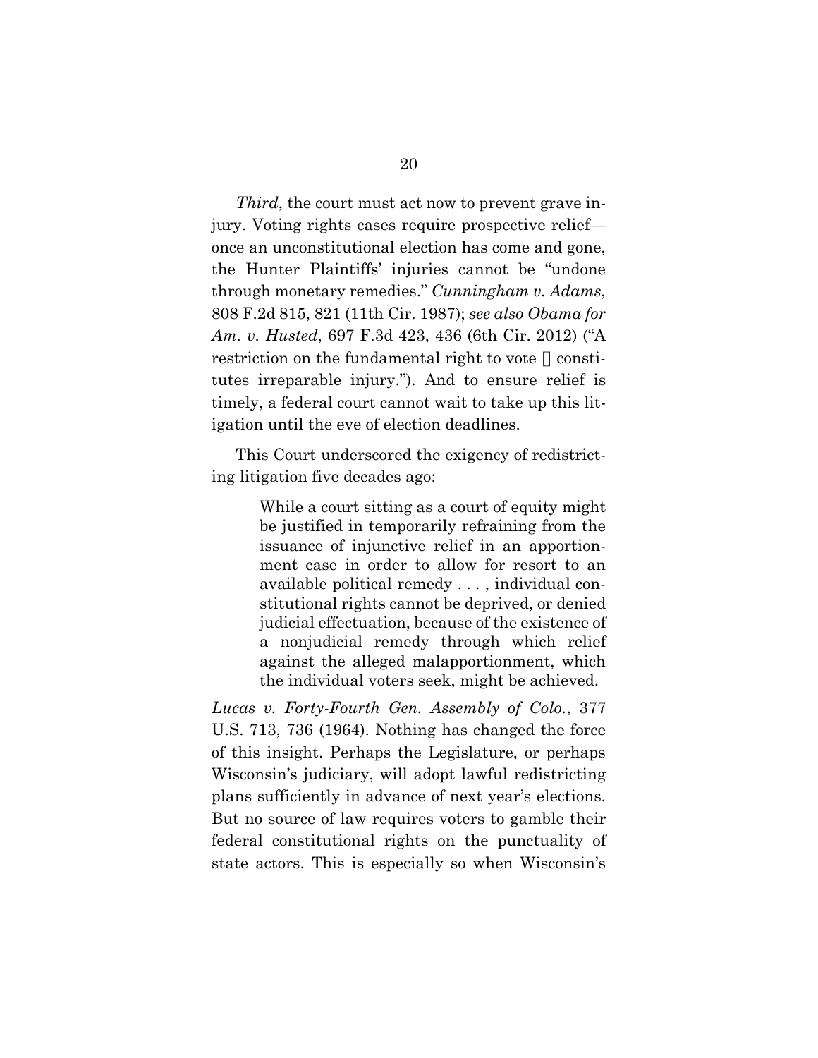*Third*, the court must act now to prevent grave injury. Voting rights cases require prospective relief—once an unconstitutional election has come and gone, the Hunter Plaintiffs' injuries cannot be "undone through monetary remedies." *Cunningham v. Adams*, 808 F.2d 815, 821 (11th Cir. 1987); *see also Obama for Am. v. Husted*, 697 F.3d 423, 436 (6th Cir. 2012) ("A restriction on the fundamental right to vote [] constitutes irreparable injury."). And to ensure relief is timely, a federal court cannot wait to take up this litigation until the eve of election deadlines.

This Court underscored the exigency of redistricting litigation five decades ago:

> While a court sitting as a court of equity might be justified in temporarily refraining from the issuance of injunctive relief in an apportionment case in order to allow for resort to an available political remedy . . . , individual constitutional rights cannot be deprived, or denied judicial effectuation, because of the existence of a nonjudicial remedy through which relief against the alleged malapportionment, which the individual voters seek, might be achieved.

*Lucas v. Forty-Fourth Gen. Assembly of Colo.*, 377 U.S. 713, 736 (1964). Nothing has changed the force of this insight. Perhaps the Legislature, or perhaps Wisconsin's judiciary, will adopt lawful redistricting plans sufficiently in advance of next year's elections. But no source of law requires voters to gamble their federal constitutional rights on the punctuality of state actors. This is especially so when Wisconsin's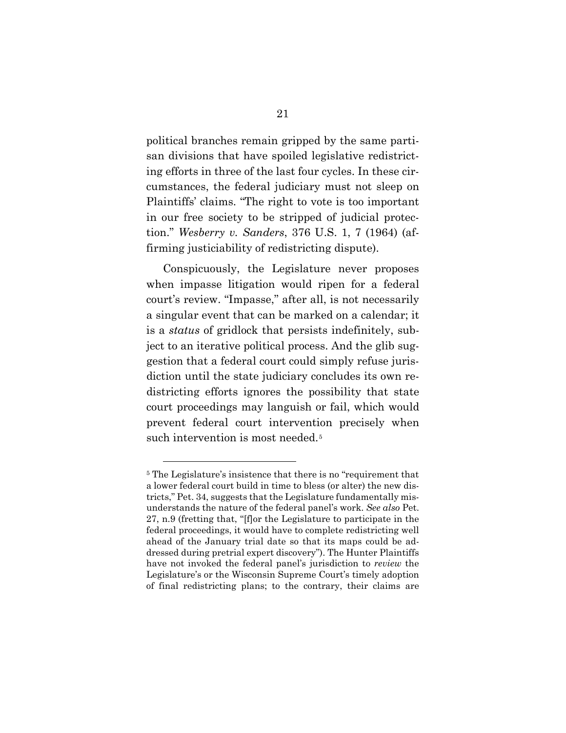political branches remain gripped by the same partisan divisions that have spoiled legislative redistricting efforts in three of the last four cycles. In these circumstances, the federal judiciary must not sleep on Plaintiffs' claims. "The right to vote is too important in our free society to be stripped of judicial protection." *Wesberry v. Sanders*, 376 U.S. 1, 7 (1964) (affirming justiciability of redistricting dispute).

Conspicuously, the Legislature never proposes when impasse litigation would ripen for a federal court's review. "Impasse," after all, is not necessarily a singular event that can be marked on a calendar; it is a *status* of gridlock that persists indefinitely, subject to an iterative political process. And the glib suggestion that a federal court could simply refuse jurisdiction until the state judiciary concludes its own redistricting efforts ignores the possibility that state court proceedings may languish or fail, which would prevent federal court intervention precisely when such intervention is most needed.[5]

---

[5] The Legislature's insistence that there is no "requirement that a lower federal court build in time to bless (or alter) the new districts," Pet. 34, suggests that the Legislature fundamentally misunderstands the nature of the federal panel's work. *See also* Pet. 27, n.9 (fretting that, "[f]or the Legislature to participate in the federal proceedings, it would have to complete redistricting well ahead of the January trial date so that its maps could be addressed during pretrial expert discovery"). The Hunter Plaintiffs have not invoked the federal panel's jurisdiction to *review* the Legislature's or the Wisconsin Supreme Court's timely adoption of final redistricting plans; to the contrary, their claims are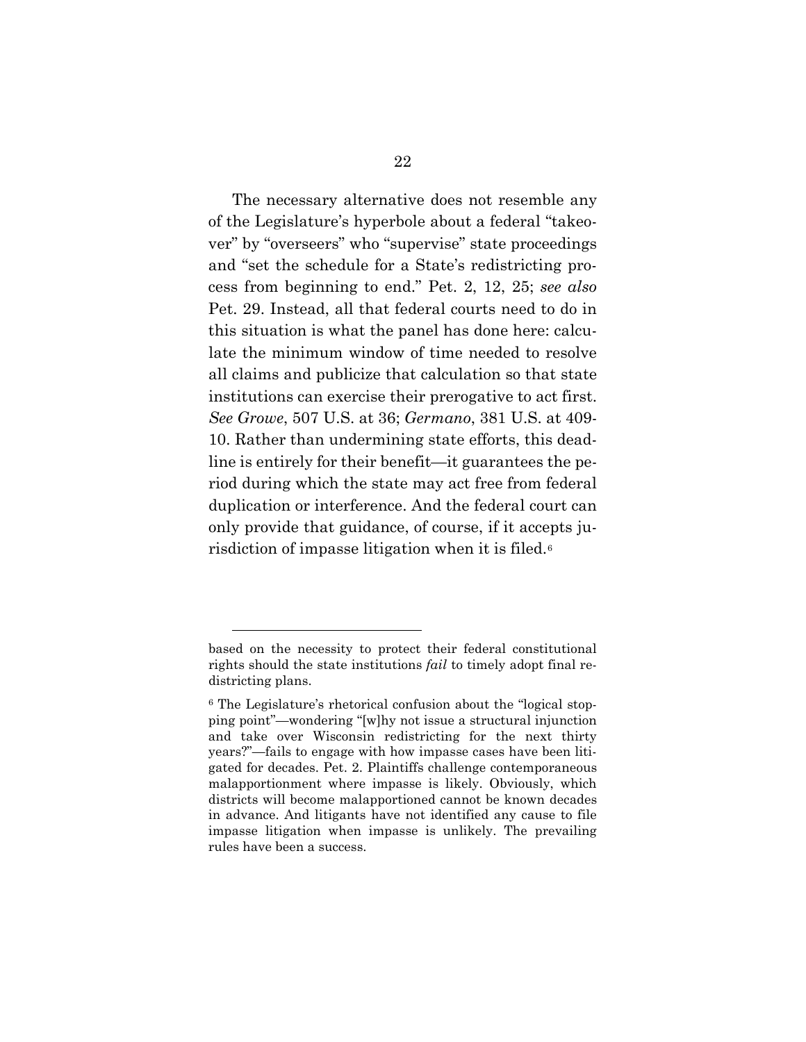The necessary alternative does not resemble any of the Legislature's hyperbole about a federal "takeover" by "overseers" who "supervise" state proceedings and "set the schedule for a State's redistricting process from beginning to end." Pet. 2, 12, 25; *see also* Pet. 29. Instead, all that federal courts need to do in this situation is what the panel has done here: calculate the minimum window of time needed to resolve all claims and publicize that calculation so that state institutions can exercise their prerogative to act first. *See Growe*, 507 U.S. at 36; *Germano*, 381 U.S. at 409-10. Rather than undermining state efforts, this deadline is entirely for their benefit—it guarantees the period during which the state may act free from federal duplication or interference. And the federal court can only provide that guidance, of course, if it accepts jurisdiction of impasse litigation when it is filed.[6]

---

based on the necessity to protect their federal constitutional rights should the state institutions *fail* to timely adopt final redistricting plans.

[6] The Legislature's rhetorical confusion about the "logical stopping point"—wondering "[w]hy not issue a structural injunction and take over Wisconsin redistricting for the next thirty years?"—fails to engage with how impasse cases have been litigated for decades. Pet. 2. Plaintiffs challenge contemporaneous malapportionment where impasse is likely. Obviously, which districts will become malapportioned cannot be known decades in advance. And litigants have not identified any cause to file impasse litigation when impasse is unlikely. The prevailing rules have been a success.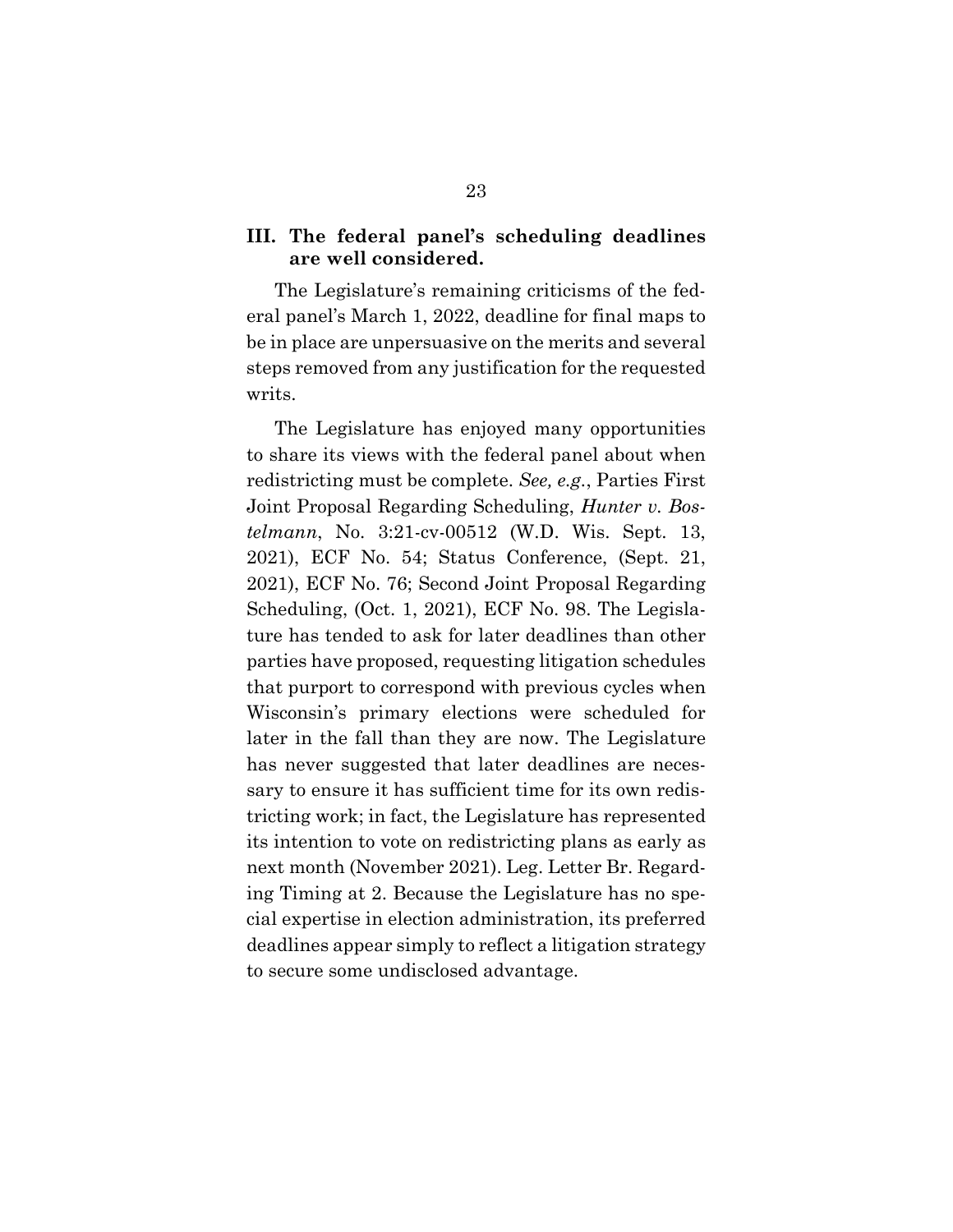### III. The federal panel's scheduling deadlines are well considered.

The Legislature's remaining criticisms of the federal panel's March 1, 2022, deadline for final maps to be in place are unpersuasive on the merits and several steps removed from any justification for the requested writs.

The Legislature has enjoyed many opportunities to share its views with the federal panel about when redistricting must be complete. *See, e.g.*, Parties First Joint Proposal Regarding Scheduling, *Hunter v. Bostelmann*, No. 3:21-cv-00512 (W.D. Wis. Sept. 13, 2021), ECF No. 54; Status Conference, (Sept. 21, 2021), ECF No. 76; Second Joint Proposal Regarding Scheduling, (Oct. 1, 2021), ECF No. 98. The Legislature has tended to ask for later deadlines than other parties have proposed, requesting litigation schedules that purport to correspond with previous cycles when Wisconsin's primary elections were scheduled for later in the fall than they are now. The Legislature has never suggested that later deadlines are necessary to ensure it has sufficient time for its own redistricting work; in fact, the Legislature has represented its intention to vote on redistricting plans as early as next month (November 2021). Leg. Letter Br. Regarding Timing at 2. Because the Legislature has no special expertise in election administration, its preferred deadlines appear simply to reflect a litigation strategy to secure some undisclosed advantage.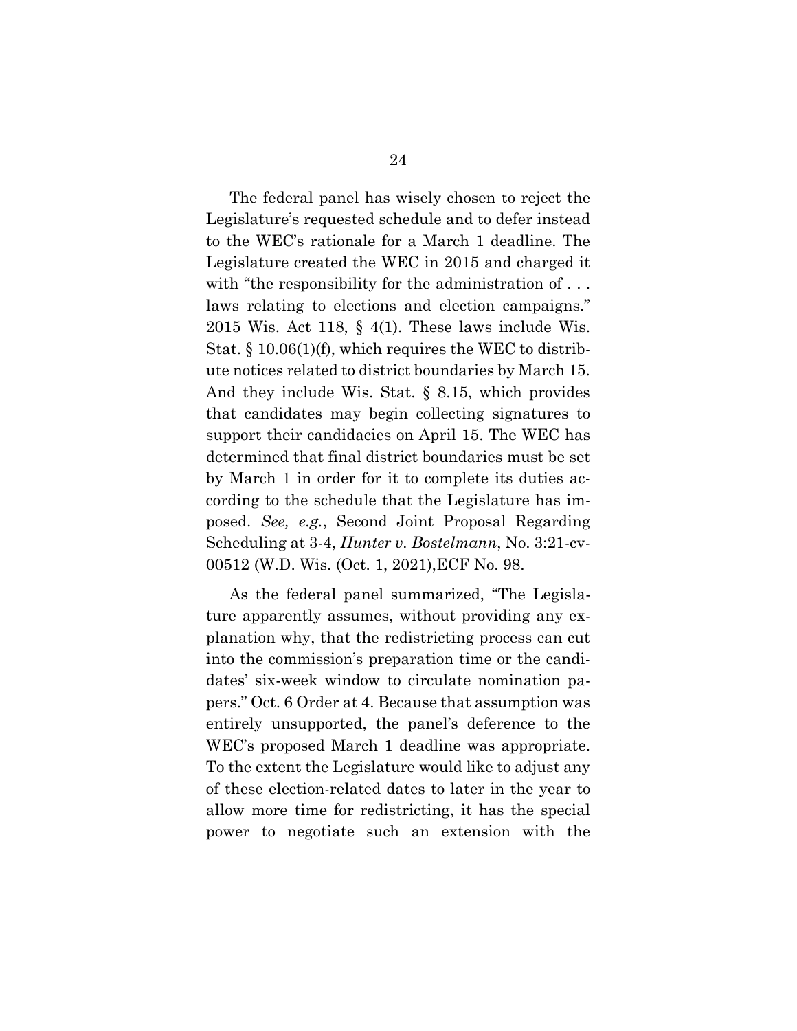The federal panel has wisely chosen to reject the Legislature's requested schedule and to defer instead to the WEC's rationale for a March 1 deadline. The Legislature created the WEC in 2015 and charged it with "the responsibility for the administration of . . . laws relating to elections and election campaigns." 2015 Wis. Act 118, § 4(1). These laws include Wis. Stat. § 10.06(1)(f), which requires the WEC to distribute notices related to district boundaries by March 15. And they include Wis. Stat. § 8.15, which provides that candidates may begin collecting signatures to support their candidacies on April 15. The WEC has determined that final district boundaries must be set by March 1 in order for it to complete its duties according to the schedule that the Legislature has imposed. *See, e.g.*, Second Joint Proposal Regarding Scheduling at 3-4, *Hunter v. Bostelmann*, No. 3:21-cv-00512 (W.D. Wis. (Oct. 1, 2021),ECF No. 98.

As the federal panel summarized, "The Legislature apparently assumes, without providing any explanation why, that the redistricting process can cut into the commission's preparation time or the candidates' six-week window to circulate nomination papers." Oct. 6 Order at 4. Because that assumption was entirely unsupported, the panel's deference to the WEC's proposed March 1 deadline was appropriate. To the extent the Legislature would like to adjust any of these election-related dates to later in the year to allow more time for redistricting, it has the special power to negotiate such an extension with the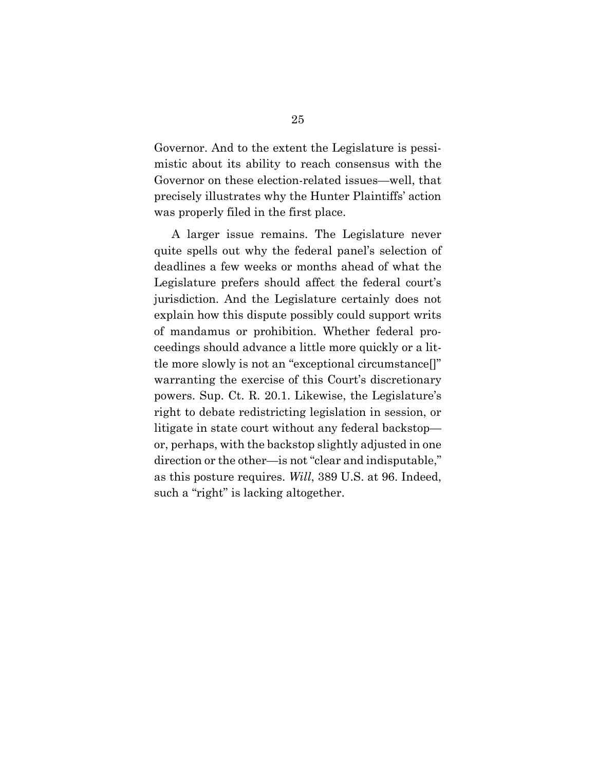Governor. And to the extent the Legislature is pessimistic about its ability to reach consensus with the Governor on these election-related issues—well, that precisely illustrates why the Hunter Plaintiffs' action was properly filed in the first place.

A larger issue remains. The Legislature never quite spells out why the federal panel's selection of deadlines a few weeks or months ahead of what the Legislature prefers should affect the federal court's jurisdiction. And the Legislature certainly does not explain how this dispute possibly could support writs of mandamus or prohibition. Whether federal proceedings should advance a little more quickly or a little more slowly is not an "exceptional circumstance[]" warranting the exercise of this Court's discretionary powers. Sup. Ct. R. 20.1. Likewise, the Legislature's right to debate redistricting legislation in session, or litigate in state court without any federal backstop—or, perhaps, with the backstop slightly adjusted in one direction or the other—is not "clear and indisputable," as this posture requires. *Will*, 389 U.S. at 96. Indeed, such a "right" is lacking altogether.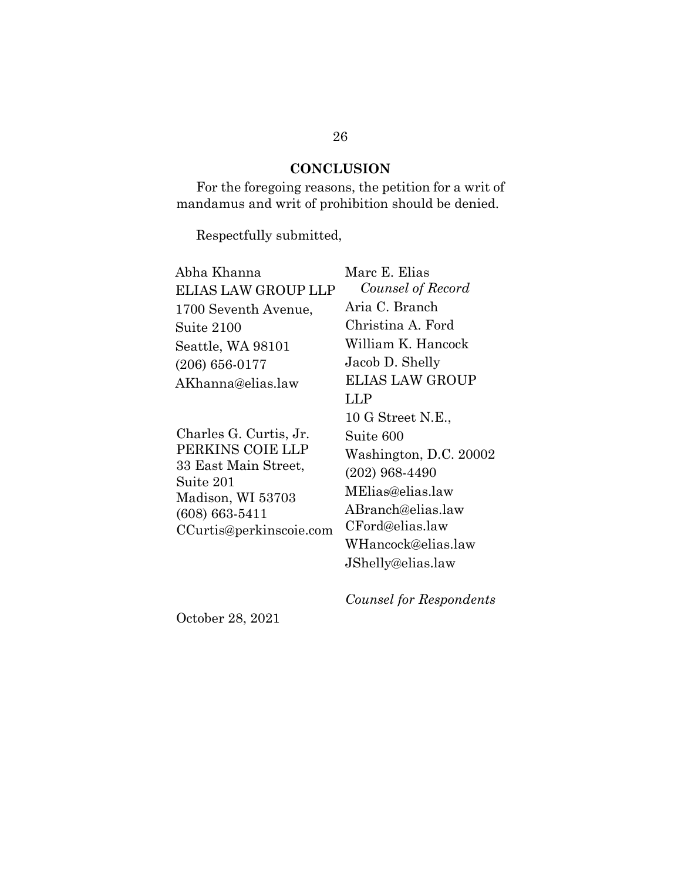## CONCLUSION

For the foregoing reasons, the petition for a writ of mandamus and writ of prohibition should be denied.

Respectfully submitted,

Marc E. Elias
*Counsel of Record*
Aria C. Branch
Christina A. Ford
William K. Hancock
Jacob D. Shelly
ELIAS LAW GROUP LLP
10 G Street N.E.,
Suite 600
Washington, D.C. 20002
(202) 968-4490
MElias@elias.law
ABranch@elias.law
CFord@elias.law
WHancock@elias.law
JShelly@elias.law

Abha Khanna
ELIAS LAW GROUP LLP
1700 Seventh Avenue,
Suite 2100
Seattle, WA 98101
(206) 656-0177
AKhanna@elias.law

Charles G. Curtis, Jr.
PERKINS COIE LLP
33 East Main Street,
Suite 201
Madison, WI 53703
(608) 663-5411
CCurtis@perkinscoie.com

*Counsel for Respondents*

October 28, 2021